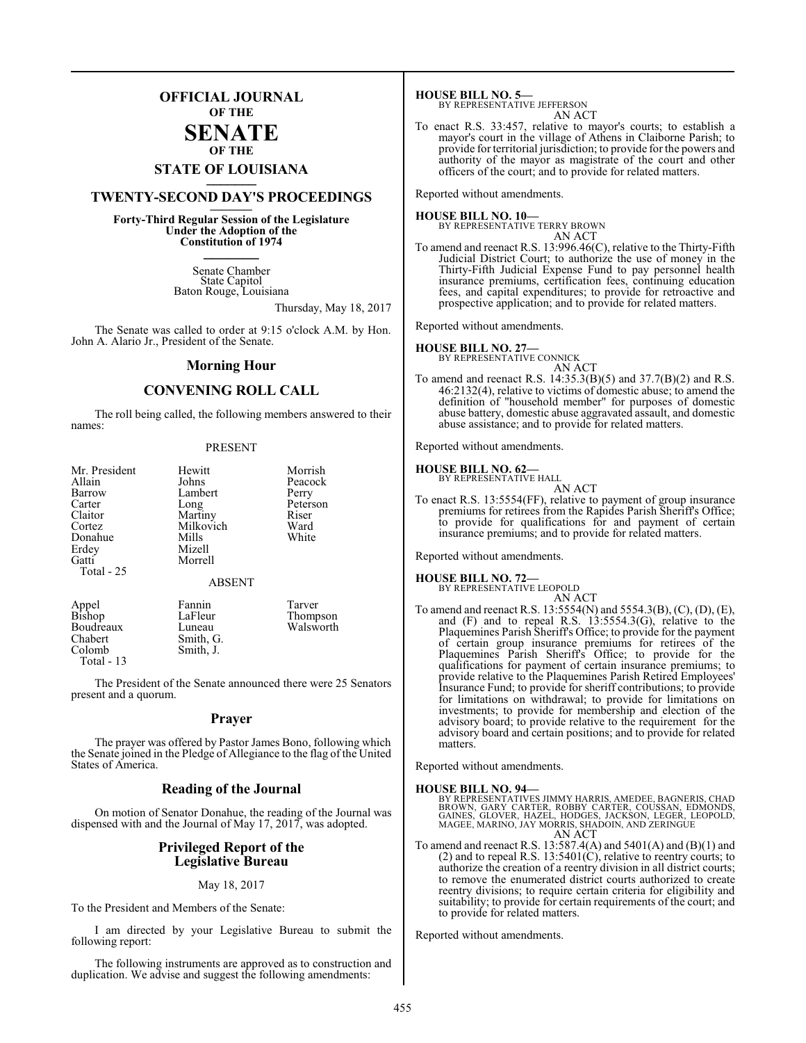# OFFICIAL JOURNAL
## OF THE
# SENATE
## OF THE
## STATE OF LOUISIANA

# TWENTY-SECOND DAY'S PROCEEDINGS

**Forty-Third Regular Session of the Legislature**
**Under the Adoption of the**
**Constitution of 1974**

Senate Chamber
State Capitol
Baton Rouge, Louisiana

Thursday, May 18, 2017

The Senate was called to order at 9:15 o'clock A.M. by Hon. John A. Alario Jr., President of the Senate.

## Morning Hour

## CONVENING ROLL CALL

The roll being called, the following members answered to their names:

PRESENT

| | | |
|---|---|---|
| Mr. President | Hewitt | Morrish |
| Allain | Johns | Peacock |
| Barrow | Lambert | Perry |
| Carter | Long | Peterson |
| Claitor | Martiny | Riser |
| Cortez | Milkovich | Ward |
| Donahue | Mills | White |
| Erdey | Mizell | |
| Gatti | Morrell | |
| Total - 25 | | |

ABSENT

| | | |
|---|---|---|
| Appel | Fannin | Tarver |
| Bishop | LaFleur | Thompson |
| Boudreaux | Luneau | Walsworth |
| Chabert | Smith, G. | |
| Colomb | Smith, J. | |
| Total - 13 | | |

The President of the Senate announced there were 25 Senators present and a quorum.

## Prayer

The prayer was offered by Pastor James Bono, following which the Senate joined in the Pledge of Allegiance to the flag of the United States of America.

## Reading of the Journal

On motion of Senator Donahue, the reading of the Journal was dispensed with and the Journal of May 17, 2017, was adopted.

## Privileged Report of the Legislative Bureau

May 18, 2017

To the President and Members of the Senate:

I am directed by your Legislative Bureau to submit the following report:

The following instruments are approved as to construction and duplication. We advise and suggest the following amendments:

**HOUSE BILL NO. 5—**
BY REPRESENTATIVE JEFFERSON
AN ACT

To enact R.S. 33:457, relative to mayor's courts; to establish a mayor's court in the village of Athens in Claiborne Parish; to provide for territorial jurisdiction; to provide for the powers and authority of the mayor as magistrate of the court and other officers of the court; and to provide for related matters.

Reported without amendments.

**HOUSE BILL NO. 10—**
BY REPRESENTATIVE TERRY BROWN
AN ACT

To amend and reenact R.S. 13:996.46(C), relative to the Thirty-Fifth Judicial District Court; to authorize the use of money in the Thirty-Fifth Judicial Expense Fund to pay personnel health insurance premiums, certification fees, continuing education fees, and capital expenditures; to provide for retroactive and prospective application; and to provide for related matters.

Reported without amendments.

**HOUSE BILL NO. 27—**
BY REPRESENTATIVE CONNICK
AN ACT

To amend and reenact R.S. 14:35.3(B)(5) and 37.7(B)(2) and R.S. 46:2132(4), relative to victims of domestic abuse; to amend the definition of "household member" for purposes of domestic abuse battery, domestic abuse aggravated assault, and domestic abuse assistance; and to provide for related matters.

Reported without amendments.

**HOUSE BILL NO. 62—**
BY REPRESENTATIVE HALL
AN ACT

To enact R.S. 13:5554(FF), relative to payment of group insurance premiums for retirees from the Rapides Parish Sheriff's Office; to provide for qualifications for and payment of certain insurance premiums; and to provide for related matters.

Reported without amendments.

**HOUSE BILL NO. 72—**
BY REPRESENTATIVE LEOPOLD
AN ACT

To amend and reenact R.S. 13:5554(N) and 5554.3(B), (C), (D), (E), and (F) and to repeal R.S. 13:5554.3(G), relative to the Plaquemines Parish Sheriff's Office; to provide for the payment of certain group insurance premiums for retirees of the Plaquemines Parish Sheriff's Office; to provide for the qualifications for payment of certain insurance premiums; to provide relative to the Plaquemines Parish Retired Employees' Insurance Fund; to provide for sheriff contributions; to provide for limitations on withdrawal; to provide for limitations on investments; to provide for membership and election of the advisory board; to provide relative to the requirement for the advisory board and certain positions; and to provide for related matters.

Reported without amendments.

**HOUSE BILL NO. 94—**
BY REPRESENTATIVES JIMMY HARRIS, AMEDEE, BAGNERIS, CHAD BROWN, GARY CARTER, ROBBY CARTER, COUSSAN, EDMONDS, GAINES, GLOVER, HAZEL, HODGES, JACKSON, LEGER, LEOPOLD, MAGEE, MARINO, JAY MORRIS, SHADOIN, AND ZERINGUE
AN ACT

To amend and reenact R.S. 13:587.4(A) and 5401(A) and (B)(1) and (2) and to repeal R.S. 13:5401(C), relative to reentry courts; to authorize the creation of a reentry division in all district courts; to remove the enumerated district courts authorized to create reentry divisions; to require certain criteria for eligibility and suitability; to provide for certain requirements of the court; and to provide for related matters.

Reported without amendments.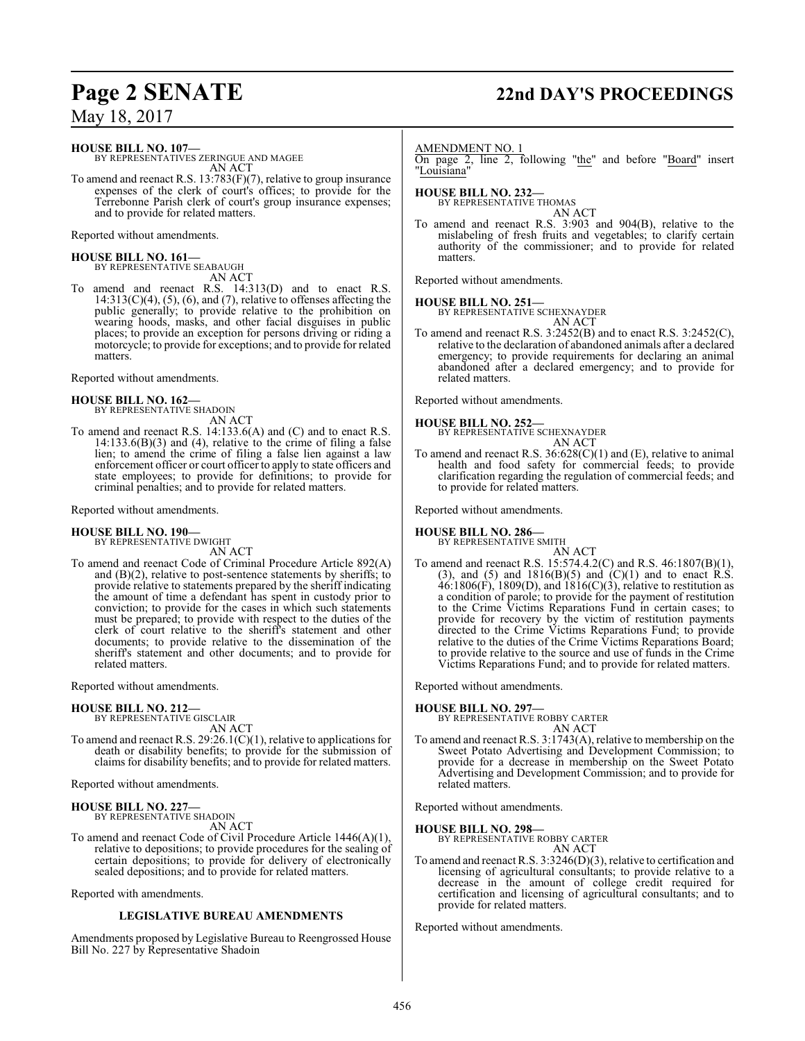**HOUSE BILL NO. 107—**
BY REPRESENTATIVES ZERINGUE AND MAGEE
AN ACT

To amend and reenact R.S. 13:783(F)(7), relative to group insurance expenses of the clerk of court's offices; to provide for the Terrebonne Parish clerk of court's group insurance expenses; and to provide for related matters.

Reported without amendments.

**HOUSE BILL NO. 161—**
BY REPRESENTATIVE SEABAUGH
AN ACT

To amend and reenact R.S. 14:313(D) and to enact R.S. 14:313(C)(4), (5), (6), and (7), relative to offenses affecting the public generally; to provide relative to the prohibition on wearing hoods, masks, and other facial disguises in public places; to provide an exception for persons driving or riding a motorcycle; to provide for exceptions; and to provide for related matters.

Reported without amendments.

**HOUSE BILL NO. 162—**
BY REPRESENTATIVE SHADOIN
AN ACT

To amend and reenact R.S. 14:133.6(A) and (C) and to enact R.S. 14:133.6(B)(3) and (4), relative to the crime of filing a false lien; to amend the crime of filing a false lien against a law enforcement officer or court officer to apply to state officers and state employees; to provide for definitions; to provide for criminal penalties; and to provide for related matters.

Reported without amendments.

**HOUSE BILL NO. 190—**
BY REPRESENTATIVE DWIGHT
AN ACT

To amend and reenact Code of Criminal Procedure Article 892(A) and (B)(2), relative to post-sentence statements by sheriffs; to provide relative to statements prepared by the sheriff indicating the amount of time a defendant has spent in custody prior to conviction; to provide for the cases in which such statements must be prepared; to provide with respect to the duties of the clerk of court relative to the sheriff's statement and other documents; to provide relative to the dissemination of the sheriff's statement and other documents; and to provide for related matters.

Reported without amendments.

**HOUSE BILL NO. 212—**
BY REPRESENTATIVE GISCLAIR
AN ACT

To amend and reenact R.S. 29:26.1(C)(1), relative to applications for death or disability benefits; to provide for the submission of claims for disability benefits; and to provide for related matters.

Reported without amendments.

**HOUSE BILL NO. 227—**
BY REPRESENTATIVE SHADOIN
AN ACT

To amend and reenact Code of Civil Procedure Article 1446(A)(1), relative to depositions; to provide procedures for the sealing of certain depositions; to provide for delivery of electronically sealed depositions; and to provide for related matters.

Reported with amendments.

## LEGISLATIVE BUREAU AMENDMENTS

Amendments proposed by Legislative Bureau to Reengrossed House Bill No. 227 by Representative Shadoin

AMENDMENT NO. 1
On page 2, line 2, following "the" and before "Board" insert "Louisiana"

**HOUSE BILL NO. 232—**
BY REPRESENTATIVE THOMAS
AN ACT

To amend and reenact R.S. 3:903 and 904(B), relative to the mislabeling of fresh fruits and vegetables; to clarify certain authority of the commissioner; and to provide for related matters.

Reported without amendments.

**HOUSE BILL NO. 251—**
BY REPRESENTATIVE SCHEXNAYDER
AN ACT

To amend and reenact R.S. 3:2452(B) and to enact R.S. 3:2452(C), relative to the declaration of abandoned animals after a declared emergency; to provide requirements for declaring an animal abandoned after a declared emergency; and to provide for related matters.

Reported without amendments.

**HOUSE BILL NO. 252—**
BY REPRESENTATIVE SCHEXNAYDER
AN ACT

To amend and reenact R.S. 36:628(C)(1) and (E), relative to animal health and food safety for commercial feeds; to provide clarification regarding the regulation of commercial feeds; and to provide for related matters.

Reported without amendments.

**HOUSE BILL NO. 286—**
BY REPRESENTATIVE SMITH
AN ACT

To amend and reenact R.S. 15:574.4.2(C) and R.S. 46:1807(B)(1), (3), and (5) and 1816(B)(5) and (C)(1) and to enact R.S. 46:1806(F), 1809(D), and 1816(C)(3), relative to restitution as a condition of parole; to provide for the payment of restitution to the Crime Victims Reparations Fund in certain cases; to provide for recovery by the victim of restitution payments directed to the Crime Victims Reparations Fund; to provide relative to the duties of the Crime Victims Reparations Board; to provide relative to the source and use of funds in the Crime Victims Reparations Fund; and to provide for related matters.

Reported without amendments.

**HOUSE BILL NO. 297—**
BY REPRESENTATIVE ROBBY CARTER
AN ACT

To amend and reenact R.S. 3:1743(A), relative to membership on the Sweet Potato Advertising and Development Commission; to provide for a decrease in membership on the Sweet Potato Advertising and Development Commission; and to provide for related matters.

Reported without amendments.

**HOUSE BILL NO. 298—**
BY REPRESENTATIVE ROBBY CARTER
AN ACT

To amend and reenact R.S. 3:3246(D)(3), relative to certification and licensing of agricultural consultants; to provide relative to a decrease in the amount of college credit required for certification and licensing of agricultural consultants; and to provide for related matters.

Reported without amendments.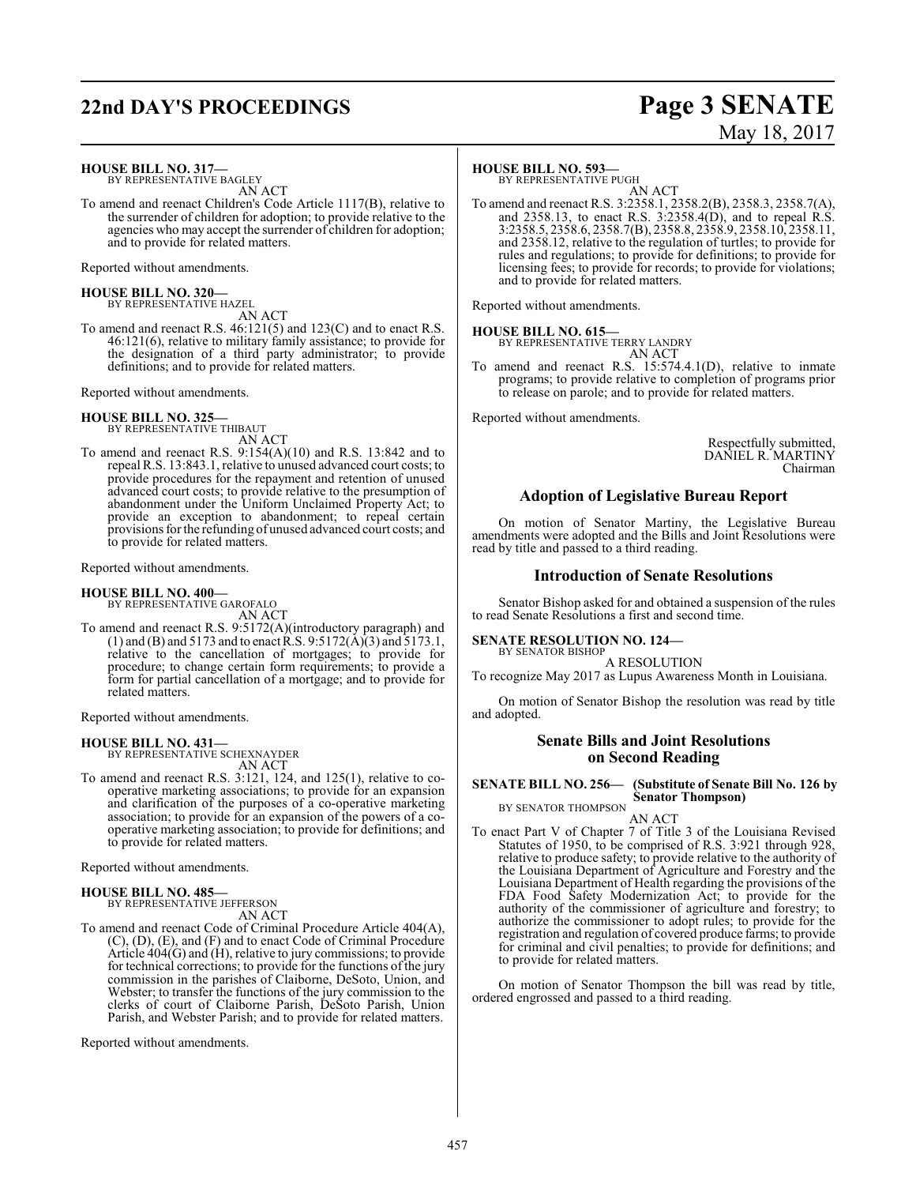**HOUSE BILL NO. 317—**
BY REPRESENTATIVE BAGLEY

AN ACT

To amend and reenact Children's Code Article 1117(B), relative to the surrender of children for adoption; to provide relative to the agencies who may accept the surrender of children for adoption; and to provide for related matters.

Reported without amendments.

**HOUSE BILL NO. 320—**
BY REPRESENTATIVE HAZEL

AN ACT

To amend and reenact R.S. 46:121(5) and 123(C) and to enact R.S. 46:121(6), relative to military family assistance; to provide for the designation of a third party administrator; to provide definitions; and to provide for related matters.

Reported without amendments.

**HOUSE BILL NO. 325—**
BY REPRESENTATIVE THIBAUT

AN ACT

To amend and reenact R.S. 9:154(A)(10) and R.S. 13:842 and to repeal R.S. 13:843.1, relative to unused advanced court costs; to provide procedures for the repayment and retention of unused advanced court costs; to provide relative to the presumption of abandonment under the Uniform Unclaimed Property Act; to provide an exception to abandonment; to repeal certain provisions for the refunding of unused advanced court costs; and to provide for related matters.

Reported without amendments.

**HOUSE BILL NO. 400—**
BY REPRESENTATIVE GAROFALO

AN ACT

To amend and reenact R.S. 9:5172(A)(introductory paragraph) and (1) and (B) and 5173 and to enact R.S. 9:5172(A)(3) and 5173.1, relative to the cancellation of mortgages; to provide for procedure; to change certain form requirements; to provide a form for partial cancellation of a mortgage; and to provide for related matters.

Reported without amendments.

**HOUSE BILL NO. 431—**
BY REPRESENTATIVE SCHEXNAYDER

AN ACT

To amend and reenact R.S. 3:121, 124, and 125(1), relative to co-operative marketing associations; to provide for an expansion and clarification of the purposes of a co-operative marketing association; to provide for an expansion of the powers of a co-operative marketing association; to provide for definitions; and to provide for related matters.

Reported without amendments.

**HOUSE BILL NO. 485—**
BY REPRESENTATIVE JEFFERSON

AN ACT

To amend and reenact Code of Criminal Procedure Article 404(A), (C), (D), (E), and (F) and to enact Code of Criminal Procedure Article 404(G) and (H), relative to jury commissions; to provide for technical corrections; to provide for the functions of the jury commission in the parishes of Claiborne, DeSoto, Union, and Webster; to transfer the functions of the jury commission to the clerks of court of Claiborne Parish, DeSoto Parish, Union Parish, and Webster Parish; and to provide for related matters.

Reported without amendments.

**HOUSE BILL NO. 593—**
BY REPRESENTATIVE PUGH

AN ACT

To amend and reenact R.S. 3:2358.1, 2358.2(B), 2358.3, 2358.7(A), and 2358.13, to enact R.S. 3:2358.4(D), and to repeal R.S. 3:2358.5, 2358.6, 2358.7(B), 2358.8, 2358.9, 2358.10, 2358.11, and 2358.12, relative to the regulation of turtles; to provide for rules and regulations; to provide for definitions; to provide for licensing fees; to provide for records; to provide for violations; and to provide for related matters.

Reported without amendments.

**HOUSE BILL NO. 615—**
BY REPRESENTATIVE TERRY LANDRY

AN ACT

To amend and reenact R.S. 15:574.4.1(D), relative to inmate programs; to provide relative to completion of programs prior to release on parole; and to provide for related matters.

Reported without amendments.

Respectfully submitted,
DANIEL R. MARTINY
Chairman

## Adoption of Legislative Bureau Report

On motion of Senator Martiny, the Legislative Bureau amendments were adopted and the Bills and Joint Resolutions were read by title and passed to a third reading.

## Introduction of Senate Resolutions

Senator Bishop asked for and obtained a suspension of the rules to read Senate Resolutions a first and second time.

**SENATE RESOLUTION NO. 124—**
BY SENATOR BISHOP

A RESOLUTION

To recognize May 2017 as Lupus Awareness Month in Louisiana.

On motion of Senator Bishop the resolution was read by title and adopted.

## Senate Bills and Joint Resolutions on Second Reading

**SENATE BILL NO. 256— (Substitute of Senate Bill No. 126 by Senator Thompson)**
BY SENATOR THOMPSON

AN ACT

To enact Part V of Chapter 7 of Title 3 of the Louisiana Revised Statutes of 1950, to be comprised of R.S. 3:921 through 928, relative to produce safety; to provide relative to the authority of the Louisiana Department of Agriculture and Forestry and the Louisiana Department of Health regarding the provisions of the FDA Food Safety Modernization Act; to provide for the authority of the commissioner of agriculture and forestry; to authorize the commissioner to adopt rules; to provide for the registration and regulation of covered produce farms; to provide for criminal and civil penalties; to provide for definitions; and to provide for related matters.

On motion of Senator Thompson the bill was read by title, ordered engrossed and passed to a third reading.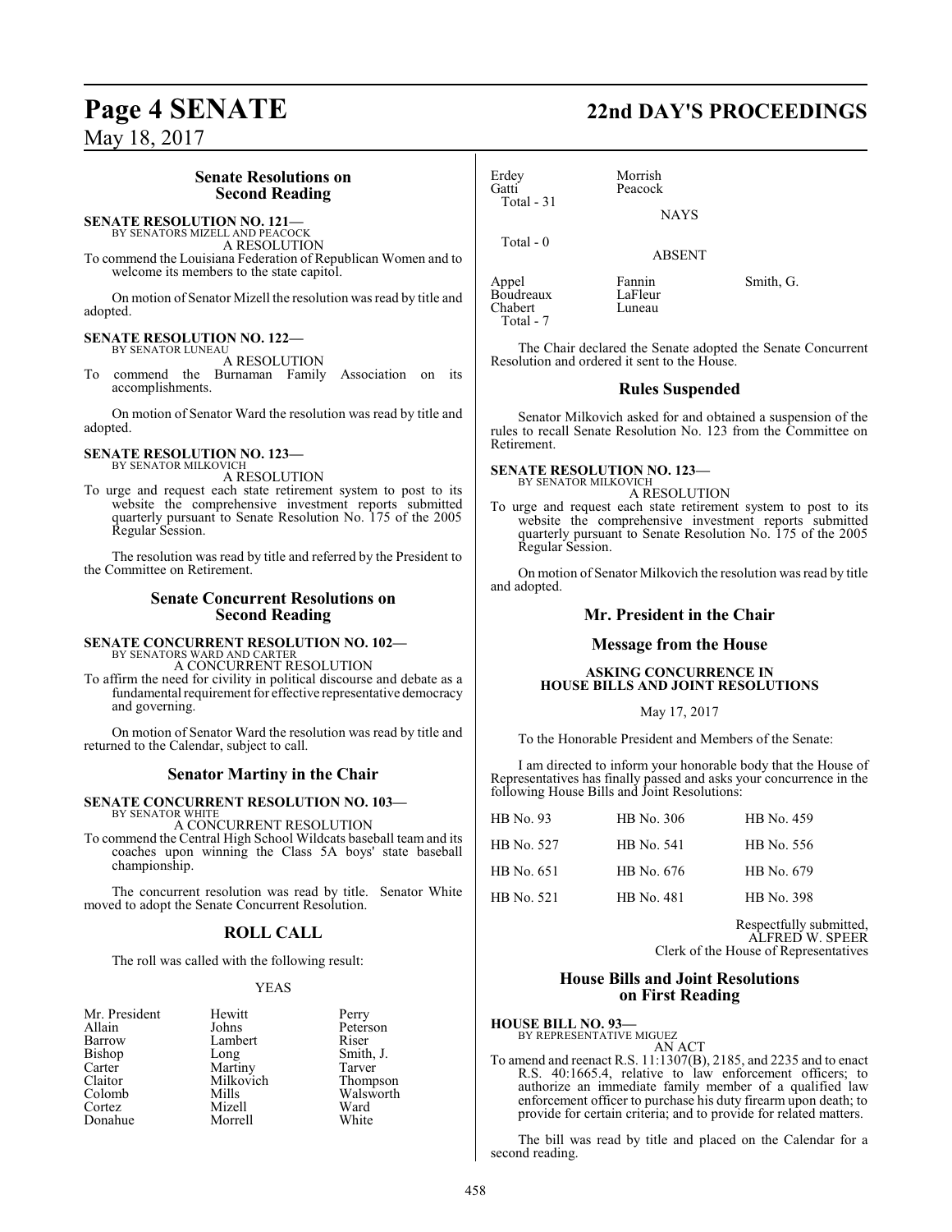## Senate Resolutions on Second Reading

**SENATE RESOLUTION NO. 121—**
BY SENATORS MIZELL AND PEACOCK

A RESOLUTION

To commend the Louisiana Federation of Republican Women and to welcome its members to the state capitol.

On motion of Senator Mizell the resolution was read by title and adopted.

**SENATE RESOLUTION NO. 122—**
BY SENATOR LUNEAU

A RESOLUTION

To commend the Burnaman Family Association on its accomplishments.

On motion of Senator Ward the resolution was read by title and adopted.

**SENATE RESOLUTION NO. 123—**
BY SENATOR MILKOVICH

A RESOLUTION

To urge and request each state retirement system to post to its website the comprehensive investment reports submitted quarterly pursuant to Senate Resolution No. 175 of the 2005 Regular Session.

The resolution was read by title and referred by the President to the Committee on Retirement.

## Senate Concurrent Resolutions on Second Reading

**SENATE CONCURRENT RESOLUTION NO. 102—**
BY SENATORS WARD AND CARTER

A CONCURRENT RESOLUTION

To affirm the need for civility in political discourse and debate as a fundamental requirement for effective representative democracy and governing.

On motion of Senator Ward the resolution was read by title and returned to the Calendar, subject to call.

## Senator Martiny in the Chair

**SENATE CONCURRENT RESOLUTION NO. 103—**
BY SENATOR WHITE

A CONCURRENT RESOLUTION

To commend the Central High School Wildcats baseball team and its coaches upon winning the Class 5A boys' state baseball championship.

The concurrent resolution was read by title. Senator White moved to adopt the Senate Concurrent Resolution.

## ROLL CALL

The roll was called with the following result:

YEAS

| | | |
|---|---|---|
| Mr. President | Hewitt | Perry |
| Allain | Johns | Peterson |
| Barrow | Lambert | Riser |
| Bishop | Long | Smith, J. |
| Carter | Martiny | Tarver |
| Claitor | Milkovich | Thompson |
| Colomb | Mills | Walsworth |
| Cortez | Mizell | Ward |
| Donahue | Morrell | White |
| Erdey | Morrish | |
| Gatti | Peacock | |

Total - 31

NAYS

Total - 0

ABSENT

| | | |
|---|---|---|
| Appel | Fannin | Smith, G. |
| Boudreaux | LaFleur | |
| Chabert | Luneau | |

Total - 7

The Chair declared the Senate adopted the Senate Concurrent Resolution and ordered it sent to the House.

## Rules Suspended

Senator Milkovich asked for and obtained a suspension of the rules to recall Senate Resolution No. 123 from the Committee on Retirement.

**SENATE RESOLUTION NO. 123—**
BY SENATOR MILKOVICH

A RESOLUTION

To urge and request each state retirement system to post to its website the comprehensive investment reports submitted quarterly pursuant to Senate Resolution No. 175 of the 2005 Regular Session.

On motion of Senator Milkovich the resolution was read by title and adopted.

## Mr. President in the Chair

## Message from the House

**ASKING CONCURRENCE IN HOUSE BILLS AND JOINT RESOLUTIONS**

May 17, 2017

To the Honorable President and Members of the Senate:

I am directed to inform your honorable body that the House of Representatives has finally passed and asks your concurrence in the following House Bills and Joint Resolutions:

| | | |
|---|---|---|
| HB No. 93 | HB No. 306 | HB No. 459 |
| HB No. 527 | HB No. 541 | HB No. 556 |
| HB No. 651 | HB No. 676 | HB No. 679 |
| HB No. 521 | HB No. 481 | HB No. 398 |

Respectfully submitted,
ALFRED W. SPEER
Clerk of the House of Representatives

## House Bills and Joint Resolutions on First Reading

**HOUSE BILL NO. 93—**
BY REPRESENTATIVE MIGUEZ

AN ACT

To amend and reenact R.S. 11:1307(B), 2185, and 2235 and to enact R.S. 40:1665.4, relative to law enforcement officers; to authorize an immediate family member of a qualified law enforcement officer to purchase his duty firearm upon death; to provide for certain criteria; and to provide for related matters.

The bill was read by title and placed on the Calendar for a second reading.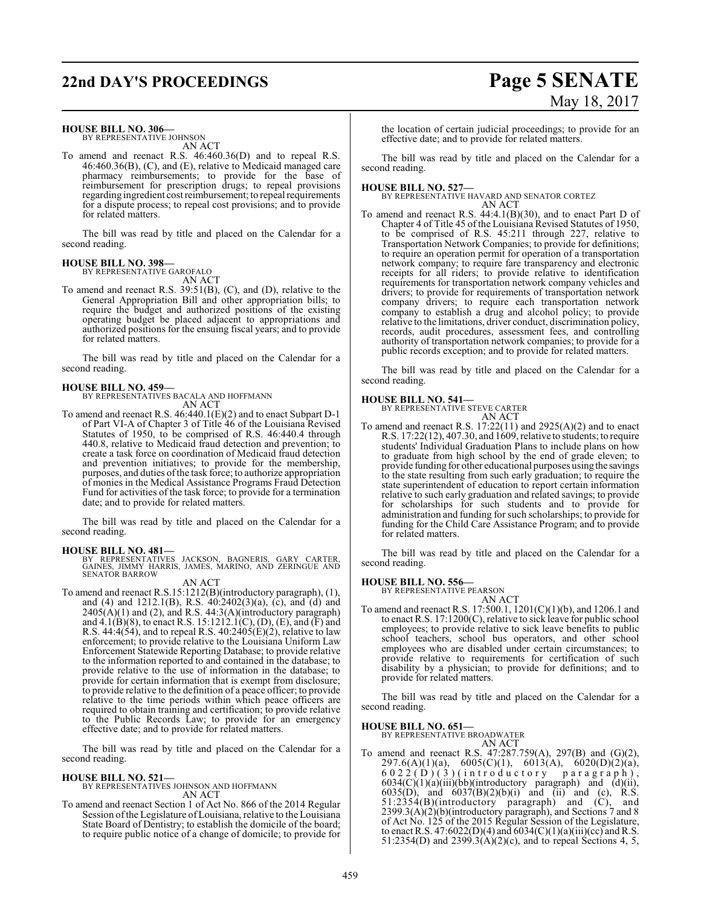**HOUSE BILL NO. 306—**
BY REPRESENTATIVE JOHNSON

AN ACT

To amend and reenact R.S. 46:460.36(D) and to repeal R.S. 46:460.36(B), (C), and (E), relative to Medicaid managed care pharmacy reimbursements; to provide for the base of reimbursement for prescription drugs; to repeal provisions regarding ingredient cost reimbursement; to repeal requirements for a dispute process; to repeal cost provisions; and to provide for related matters.

The bill was read by title and placed on the Calendar for a second reading.

**HOUSE BILL NO. 398—**
BY REPRESENTATIVE GAROFALO

AN ACT

To amend and reenact R.S. 39:51(B), (C), and (D), relative to the General Appropriation Bill and other appropriation bills; to require the budget and authorized positions of the existing operating budget be placed adjacent to appropriations and authorized positions for the ensuing fiscal years; and to provide for related matters.

The bill was read by title and placed on the Calendar for a second reading.

**HOUSE BILL NO. 459—**
BY REPRESENTATIVES BACALA AND HOFFMANN

AN ACT

To amend and reenact R.S. 46:440.1(E)(2) and to enact Subpart D-1 of Part VI-A of Chapter 3 of Title 46 of the Louisiana Revised Statutes of 1950, to be comprised of R.S. 46:440.4 through 440.8, relative to Medicaid fraud detection and prevention; to create a task force on coordination of Medicaid fraud detection and prevention initiatives; to provide for the membership, purposes, and duties of the task force; to authorize appropriation of monies in the Medical Assistance Programs Fraud Detection Fund for activities of the task force; to provide for a termination date; and to provide for related matters.

The bill was read by title and placed on the Calendar for a second reading.

**HOUSE BILL NO. 481—**
BY REPRESENTATIVES JACKSON, BAGNERIS, GARY CARTER, GAINES, JIMMY HARRIS, JAMES, MARINO, AND ZERINGUE AND SENATOR BARROW

AN ACT

To amend and reenact R.S.15:1212(B)(introductory paragraph), (1), and (4) and 1212.1(B), R.S. 40:2402(3)(a), (c), and (d) and 2405(A)(1) and (2), and R.S. 44:3(A)(introductory paragraph) and 4.1(B)(8), to enact R.S. 15:1212.1(C), (D), (E), and (F) and R.S. 44:4(54), and to repeal R.S. 40:2405(E)(2), relative to law enforcement; to provide relative to the Louisiana Uniform Law Enforcement Statewide Reporting Database; to provide relative to the information reported to and contained in the database; to provide relative to the use of information in the database; to provide for certain information that is exempt from disclosure; to provide relative to the definition of a peace officer; to provide relative to the time periods within which peace officers are required to obtain training and certification; to provide relative to the Public Records Law; to provide for an emergency effective date; and to provide for related matters.

The bill was read by title and placed on the Calendar for a second reading.

**HOUSE BILL NO. 521—**
BY REPRESENTATIVES JOHNSON AND HOFFMANN

AN ACT

To amend and reenact Section 1 of Act No. 866 of the 2014 Regular Session of the Legislature of Louisiana, relative to the Louisiana State Board of Dentistry; to establish the domicile of the board; to require public notice of a change of domicile; to provide for the location of certain judicial proceedings; to provide for an effective date; and to provide for related matters.

The bill was read by title and placed on the Calendar for a second reading.

**HOUSE BILL NO. 527—**
BY REPRESENTATIVE HAVARD AND SENATOR CORTEZ

AN ACT

To amend and reenact R.S. 44:4.1(B)(30), and to enact Part D of Chapter 4 of Title 45 of the Louisiana Revised Statutes of 1950, to be comprised of R.S. 45:211 through 227, relative to Transportation Network Companies; to provide for definitions; to require an operation permit for operation of a transportation network company; to require fare transparency and electronic receipts for all riders; to provide relative to identification requirements for transportation network company vehicles and drivers; to provide for requirements of transportation network company drivers; to require each transportation network company to establish a drug and alcohol policy; to provide relative to the limitations, driver conduct, discrimination policy, records, audit procedures, assessment fees, and controlling authority of transportation network companies; to provide for a public records exception; and to provide for related matters.

The bill was read by title and placed on the Calendar for a second reading.

**HOUSE BILL NO. 541—**
BY REPRESENTATIVE STEVE CARTER

AN ACT

To amend and reenact R.S. 17:22(11) and 2925(A)(2) and to enact R.S. 17:22(12), 407.30, and 1609, relative to students; to require students' Individual Graduation Plans to include plans on how to graduate from high school by the end of grade eleven; to provide funding for other educational purposes using the savings to the state resulting from such early graduation; to require the state superintendent of education to report certain information relative to such early graduation and related savings; to provide for scholarships for such students and to provide for administration and funding for such scholarships; to provide for funding for the Child Care Assistance Program; and to provide for related matters.

The bill was read by title and placed on the Calendar for a second reading.

**HOUSE BILL NO. 556—**
BY REPRESENTATIVE PEARSON

AN ACT

To amend and reenact R.S. 17:500.1, 1201(C)(1)(b), and 1206.1 and to enact R.S. 17:1200(C), relative to sick leave for public school employees; to provide relative to sick leave benefits to public school teachers, school bus operators, and other school employees who are disabled under certain circumstances; to provide relative to requirements for certification of such disability by a physician; to provide for definitions; and to provide for related matters.

The bill was read by title and placed on the Calendar for a second reading.

**HOUSE BILL NO. 651—**
BY REPRESENTATIVE BROADWATER

AN ACT

To amend and reenact R.S. 47:287.759(A), 297(B) and (G)(2), 297.6(A)(1)(a), 6005(C)(1), 6013(A), 6020(D)(2)(a), 6022(D)(3)(introductory paragraph), 6034(C)(1)(a)(iii)(bb)(introductory paragraph) and (d)(ii), 6035(D), and 6037(B)(2)(b)(i) and (ii) and (c), R.S. 51:2354(B)(introductory paragraph) and (C), and 2399.3(A)(2)(b)(introductory paragraph), and Sections 7 and 8 of Act No. 125 of the 2015 Regular Session of the Legislature, to enact R.S. 47:6022(D)(4) and 6034(C)(1)(a)(iii)(cc) and R.S. 51:2354(D) and 2399.3(A)(2)(c), and to repeal Sections 4, 5,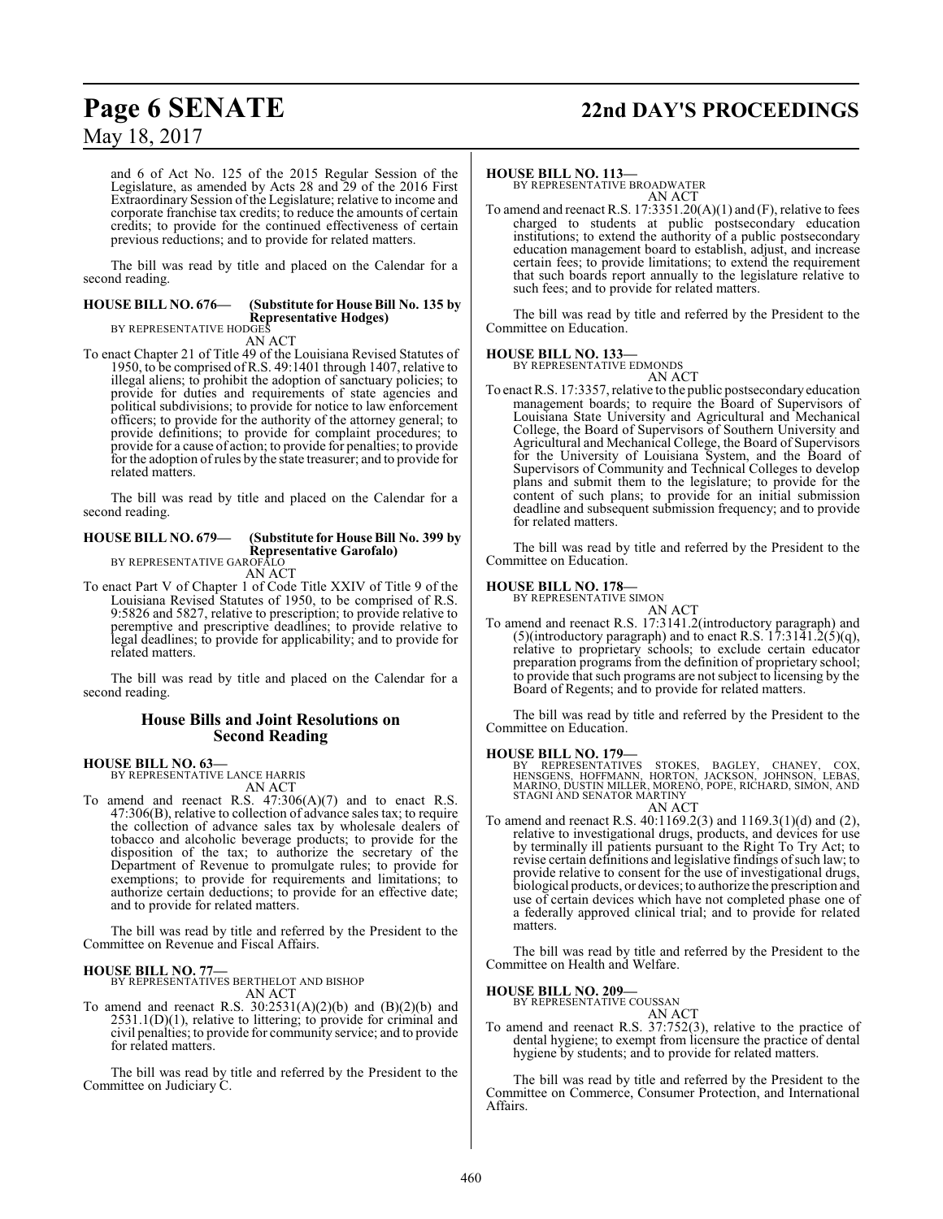and 6 of Act No. 125 of the 2015 Regular Session of the Legislature, as amended by Acts 28 and 29 of the 2016 First Extraordinary Session of the Legislature; relative to income and corporate franchise tax credits; to reduce the amounts of certain credits; to provide for the continued effectiveness of certain previous reductions; and to provide for related matters.

The bill was read by title and placed on the Calendar for a second reading.

**HOUSE BILL NO. 676— (Substitute for House Bill No. 135 by Representative Hodges)**
BY REPRESENTATIVE HODGES
AN ACT

To enact Chapter 21 of Title 49 of the Louisiana Revised Statutes of 1950, to be comprised of R.S. 49:1401 through 1407, relative to illegal aliens; to prohibit the adoption of sanctuary policies; to provide for duties and requirements of state agencies and political subdivisions; to provide for notice to law enforcement officers; to provide for the authority of the attorney general; to provide definitions; to provide for complaint procedures; to provide for a cause of action; to provide for penalties; to provide for the adoption of rules by the state treasurer; and to provide for related matters.

The bill was read by title and placed on the Calendar for a second reading.

**HOUSE BILL NO. 679— (Substitute for House Bill No. 399 by Representative Garofalo)**
BY REPRESENTATIVE GAROFALO
AN ACT

To enact Part V of Chapter 1 of Code Title XXIV of Title 9 of the Louisiana Revised Statutes of 1950, to be comprised of R.S. 9:5826 and 5827, relative to prescription; to provide relative to peremptive and prescriptive deadlines; to provide relative to legal deadlines; to provide for applicability; and to provide for related matters.

The bill was read by title and placed on the Calendar for a second reading.

## House Bills and Joint Resolutions on Second Reading

**HOUSE BILL NO. 63—**
BY REPRESENTATIVE LANCE HARRIS
AN ACT

To amend and reenact R.S. 47:306(A)(7) and to enact R.S. 47:306(B), relative to collection of advance sales tax; to require the collection of advance sales tax by wholesale dealers of tobacco and alcoholic beverage products; to provide for the disposition of the tax; to authorize the secretary of the Department of Revenue to promulgate rules; to provide for exemptions; to provide for requirements and limitations; to authorize certain deductions; to provide for an effective date; and to provide for related matters.

The bill was read by title and referred by the President to the Committee on Revenue and Fiscal Affairs.

**HOUSE BILL NO. 77—**
BY REPRESENTATIVES BERTHELOT AND BISHOP
AN ACT

To amend and reenact R.S. 30:2531(A)(2)(b) and (B)(2)(b) and 2531.1(D)(1), relative to littering; to provide for criminal and civil penalties; to provide for community service; and to provide for related matters.

The bill was read by title and referred by the President to the Committee on Judiciary C.

**HOUSE BILL NO. 113—**
BY REPRESENTATIVE BROADWATER
AN ACT

To amend and reenact R.S. 17:3351.20(A)(1) and (F), relative to fees charged to students at public postsecondary education institutions; to extend the authority of a public postsecondary education management board to establish, adjust, and increase certain fees; to provide limitations; to extend the requirement that such boards report annually to the legislature relative to such fees; and to provide for related matters.

The bill was read by title and referred by the President to the Committee on Education.

**HOUSE BILL NO. 133—**
BY REPRESENTATIVE EDMONDS
AN ACT

To enact R.S. 17:3357, relative to the public postsecondary education management boards; to require the Board of Supervisors of Louisiana State University and Agricultural and Mechanical College, the Board of Supervisors of Southern University and Agricultural and Mechanical College, the Board of Supervisors for the University of Louisiana System, and the Board of Supervisors of Community and Technical Colleges to develop plans and submit them to the legislature; to provide for the content of such plans; to provide for an initial submission deadline and subsequent submission frequency; and to provide for related matters.

The bill was read by title and referred by the President to the Committee on Education.

**HOUSE BILL NO. 178—**
BY REPRESENTATIVE SIMON
AN ACT

To amend and reenact R.S. 17:3141.2(introductory paragraph) and (5)(introductory paragraph) and to enact R.S. 17:3141.2(5)(q), relative to proprietary schools; to exclude certain educator preparation programs from the definition of proprietary school; to provide that such programs are not subject to licensing by the Board of Regents; and to provide for related matters.

The bill was read by title and referred by the President to the Committee on Education.

**HOUSE BILL NO. 179—**
BY REPRESENTATIVES STOKES, BAGLEY, CHANEY, COX, HENSGENS, HOFFMANN, HORTON, JACKSON, JOHNSON, LEBAS, MARINO, DUSTIN MILLER, MORENO, POPE, RICHARD, SIMON, AND STAGNI AND SENATOR MARTINY
AN ACT

To amend and reenact R.S. 40:1169.2(3) and 1169.3(1)(d) and (2), relative to investigational drugs, products, and devices for use by terminally ill patients pursuant to the Right To Try Act; to revise certain definitions and legislative findings of such law; to provide relative to consent for the use of investigational drugs, biological products, or devices; to authorize the prescription and use of certain devices which have not completed phase one of a federally approved clinical trial; and to provide for related matters.

The bill was read by title and referred by the President to the Committee on Health and Welfare.

**HOUSE BILL NO. 209—**
BY REPRESENTATIVE COUSSAN
AN ACT

To amend and reenact R.S. 37:752(3), relative to the practice of dental hygiene; to exempt from licensure the practice of dental hygiene by students; and to provide for related matters.

The bill was read by title and referred by the President to the Committee on Commerce, Consumer Protection, and International Affairs.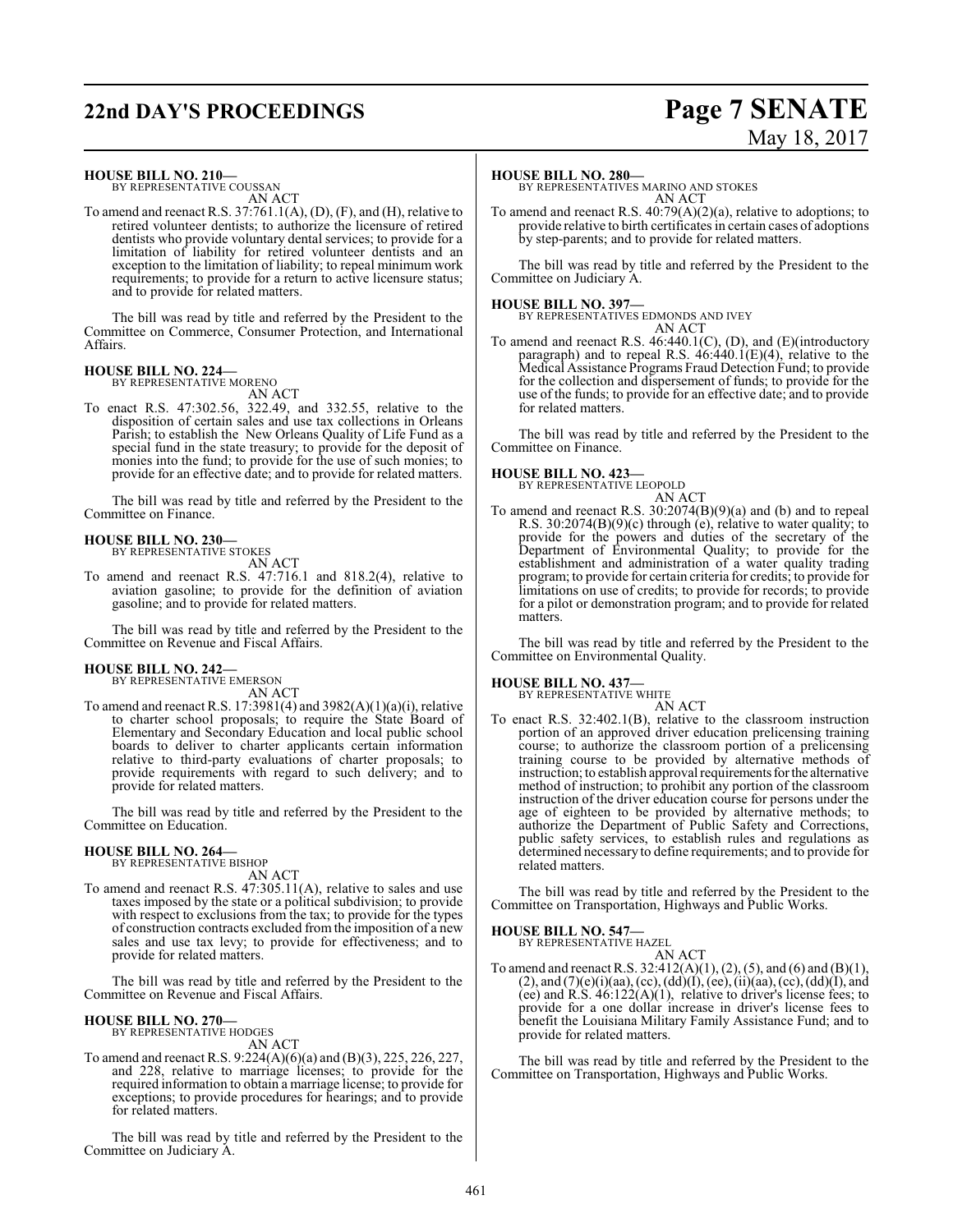**HOUSE BILL NO. 210—**
BY REPRESENTATIVE COUSSAN

AN ACT

To amend and reenact R.S. 37:761.1(A), (D), (F), and (H), relative to retired volunteer dentists; to authorize the licensure of retired dentists who provide voluntary dental services; to provide for a limitation of liability for retired volunteer dentists and an exception to the limitation of liability; to repeal minimum work requirements; to provide for a return to active licensure status; and to provide for related matters.

The bill was read by title and referred by the President to the Committee on Commerce, Consumer Protection, and International Affairs.

**HOUSE BILL NO. 224—**
BY REPRESENTATIVE MORENO

AN ACT

To enact R.S. 47:302.56, 322.49, and 332.55, relative to the disposition of certain sales and use tax collections in Orleans Parish; to establish the New Orleans Quality of Life Fund as a special fund in the state treasury; to provide for the deposit of monies into the fund; to provide for the use of such monies; to provide for an effective date; and to provide for related matters.

The bill was read by title and referred by the President to the Committee on Finance.

**HOUSE BILL NO. 230—**
BY REPRESENTATIVE STOKES

AN ACT

To amend and reenact R.S. 47:716.1 and 818.2(4), relative to aviation gasoline; to provide for the definition of aviation gasoline; and to provide for related matters.

The bill was read by title and referred by the President to the Committee on Revenue and Fiscal Affairs.

**HOUSE BILL NO. 242—**
BY REPRESENTATIVE EMERSON

AN ACT

To amend and reenact R.S. 17:3981(4) and 3982(A)(1)(a)(i), relative to charter school proposals; to require the State Board of Elementary and Secondary Education and local public school boards to deliver to charter applicants certain information relative to third-party evaluations of charter proposals; to provide requirements with regard to such delivery; and to provide for related matters.

The bill was read by title and referred by the President to the Committee on Education.

**HOUSE BILL NO. 264—**
BY REPRESENTATIVE BISHOP

AN ACT

To amend and reenact R.S. 47:305.11(A), relative to sales and use taxes imposed by the state or a political subdivision; to provide with respect to exclusions from the tax; to provide for the types of construction contracts excluded from the imposition of a new sales and use tax levy; to provide for effectiveness; and to provide for related matters.

The bill was read by title and referred by the President to the Committee on Revenue and Fiscal Affairs.

**HOUSE BILL NO. 270—**
BY REPRESENTATIVE HODGES

AN ACT

To amend and reenact R.S. 9:224(A)(6)(a) and (B)(3), 225, 226, 227, and 228, relative to marriage licenses; to provide for the required information to obtain a marriage license; to provide for exceptions; to provide procedures for hearings; and to provide for related matters.

The bill was read by title and referred by the President to the Committee on Judiciary A.

**HOUSE BILL NO. 280—**
BY REPRESENTATIVES MARINO AND STOKES

AN ACT

To amend and reenact R.S. 40:79(A)(2)(a), relative to adoptions; to provide relative to birth certificates in certain cases of adoptions by step-parents; and to provide for related matters.

The bill was read by title and referred by the President to the Committee on Judiciary A.

**HOUSE BILL NO. 397—**
BY REPRESENTATIVES EDMONDS AND IVEY

AN ACT

To amend and reenact R.S. 46:440.1(C), (D), and (E)(introductory paragraph) and to repeal R.S. 46:440.1(E)(4), relative to the Medical Assistance Programs Fraud Detection Fund; to provide for the collection and dispersement of funds; to provide for the use of the funds; to provide for an effective date; and to provide for related matters.

The bill was read by title and referred by the President to the Committee on Finance.

**HOUSE BILL NO. 423—**
BY REPRESENTATIVE LEOPOLD

AN ACT

To amend and reenact R.S. 30:2074(B)(9)(a) and (b) and to repeal R.S. 30:2074(B)(9)(c) through (e), relative to water quality; to provide for the powers and duties of the secretary of the Department of Environmental Quality; to provide for the establishment and administration of a water quality trading program; to provide for certain criteria for credits; to provide for limitations on use of credits; to provide for records; to provide for a pilot or demonstration program; and to provide for related matters.

The bill was read by title and referred by the President to the Committee on Environmental Quality.

**HOUSE BILL NO. 437—**
BY REPRESENTATIVE WHITE

AN ACT

To enact R.S. 32:402.1(B), relative to the classroom instruction portion of an approved driver education prelicensing training course; to authorize the classroom portion of a prelicensing training course to be provided by alternative methods of instruction; to establish approval requirements for the alternative method of instruction; to prohibit any portion of the classroom instruction of the driver education course for persons under the age of eighteen to be provided by alternative methods; to authorize the Department of Public Safety and Corrections, public safety services, to establish rules and regulations as determined necessary to define requirements; and to provide for related matters.

The bill was read by title and referred by the President to the Committee on Transportation, Highways and Public Works.

**HOUSE BILL NO. 547—**
BY REPRESENTATIVE HAZEL

AN ACT

To amend and reenact R.S. 32:412(A)(1), (2), (5), and (6) and (B)(1), (2), and (7)(e)(i)(aa), (cc), (dd)(I), (ee), (ii)(aa), (cc), (dd)(I), and (ee) and R.S. 46:122(A)(1), relative to driver's license fees; to provide for a one dollar increase in driver's license fees to benefit the Louisiana Military Family Assistance Fund; and to provide for related matters.

The bill was read by title and referred by the President to the Committee on Transportation, Highways and Public Works.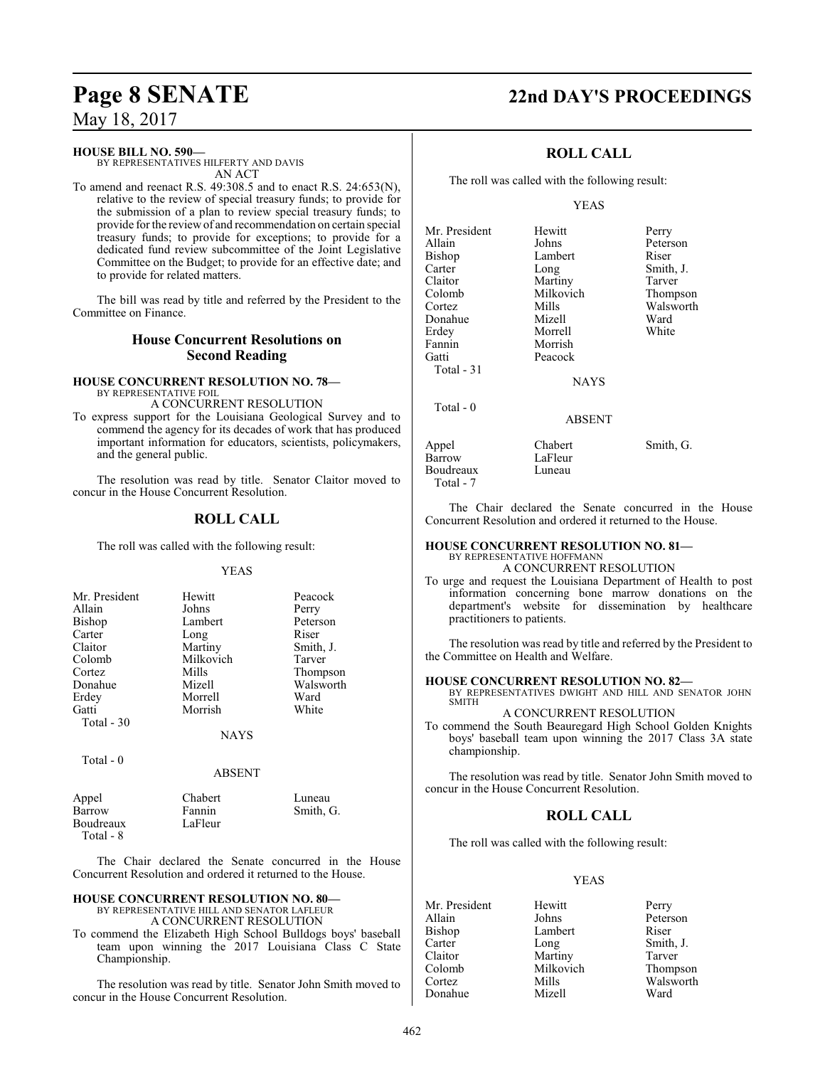**HOUSE BILL NO. 590—**
BY REPRESENTATIVES HILFERTY AND DAVIS
AN ACT

To amend and reenact R.S. 49:308.5 and to enact R.S. 24:653(N), relative to the review of special treasury funds; to provide for the submission of a plan to review special treasury funds; to provide for the review of and recommendation on certain special treasury funds; to provide for exceptions; to provide for a dedicated fund review subcommittee of the Joint Legislative Committee on the Budget; to provide for an effective date; and to provide for related matters.

The bill was read by title and referred by the President to the Committee on Finance.

## House Concurrent Resolutions on Second Reading

**HOUSE CONCURRENT RESOLUTION NO. 78—**
BY REPRESENTATIVE FOIL
A CONCURRENT RESOLUTION

To express support for the Louisiana Geological Survey and to commend the agency for its decades of work that has produced important information for educators, scientists, policymakers, and the general public.

The resolution was read by title. Senator Claitor moved to concur in the House Concurrent Resolution.

## ROLL CALL

The roll was called with the following result:

YEAS

| | | |
|---|---|---|
| Mr. President | Hewitt | Peacock |
| Allain | Johns | Perry |
| Bishop | Lambert | Peterson |
| Carter | Long | Riser |
| Claitor | Martiny | Smith, J. |
| Colomb | Milkovich | Tarver |
| Cortez | Mills | Thompson |
| Donahue | Mizell | Walsworth |
| Erdey | Morrell | Ward |
| Gatti | Morrish | White |

Total - 30

NAYS

Total - 0

ABSENT

| | | |
|---|---|---|
| Appel | Chabert | Luneau |
| Barrow | Fannin | Smith, G. |
| Boudreaux | LaFleur | |

Total - 8

The Chair declared the Senate concurred in the House Concurrent Resolution and ordered it returned to the House.

**HOUSE CONCURRENT RESOLUTION NO. 80—**
BY REPRESENTATIVE HILL AND SENATOR LAFLEUR
A CONCURRENT RESOLUTION

To commend the Elizabeth High School Bulldogs boys' baseball team upon winning the 2017 Louisiana Class C State Championship.

The resolution was read by title. Senator John Smith moved to concur in the House Concurrent Resolution.

## ROLL CALL

The roll was called with the following result:

YEAS

| | | |
|---|---|---|
| Mr. President | Hewitt | Perry |
| Allain | Johns | Peterson |
| Bishop | Lambert | Riser |
| Carter | Long | Smith, J. |
| Claitor | Martiny | Tarver |
| Colomb | Milkovich | Thompson |
| Cortez | Mills | Walsworth |
| Donahue | Mizell | Ward |
| Erdey | Morrell | White |
| Fannin | Morrish | |
| Gatti | Peacock | |

Total - 31

NAYS

Total - 0

ABSENT

| | | |
|---|---|---|
| Appel | Chabert | Smith, G. |
| Barrow | LaFleur | |
| Boudreaux | Luneau | |

Total - 7

The Chair declared the Senate concurred in the House Concurrent Resolution and ordered it returned to the House.

**HOUSE CONCURRENT RESOLUTION NO. 81—**
BY REPRESENTATIVE HOFFMANN
A CONCURRENT RESOLUTION

To urge and request the Louisiana Department of Health to post information concerning bone marrow donations on the department's website for dissemination by healthcare practitioners to patients.

The resolution was read by title and referred by the President to the Committee on Health and Welfare.

**HOUSE CONCURRENT RESOLUTION NO. 82—**
BY REPRESENTATIVES DWIGHT AND HILL AND SENATOR JOHN SMITH
A CONCURRENT RESOLUTION

To commend the South Beauregard High School Golden Knights boys' baseball team upon winning the 2017 Class 3A state championship.

The resolution was read by title. Senator John Smith moved to concur in the House Concurrent Resolution.

## ROLL CALL

The roll was called with the following result:

YEAS

| | | |
|---|---|---|
| Mr. President | Hewitt | Perry |
| Allain | Johns | Peterson |
| Bishop | Lambert | Riser |
| Carter | Long | Smith, J. |
| Claitor | Martiny | Tarver |
| Colomb | Milkovich | Thompson |
| Cortez | Mills | Walsworth |
| Donahue | Mizell | Ward |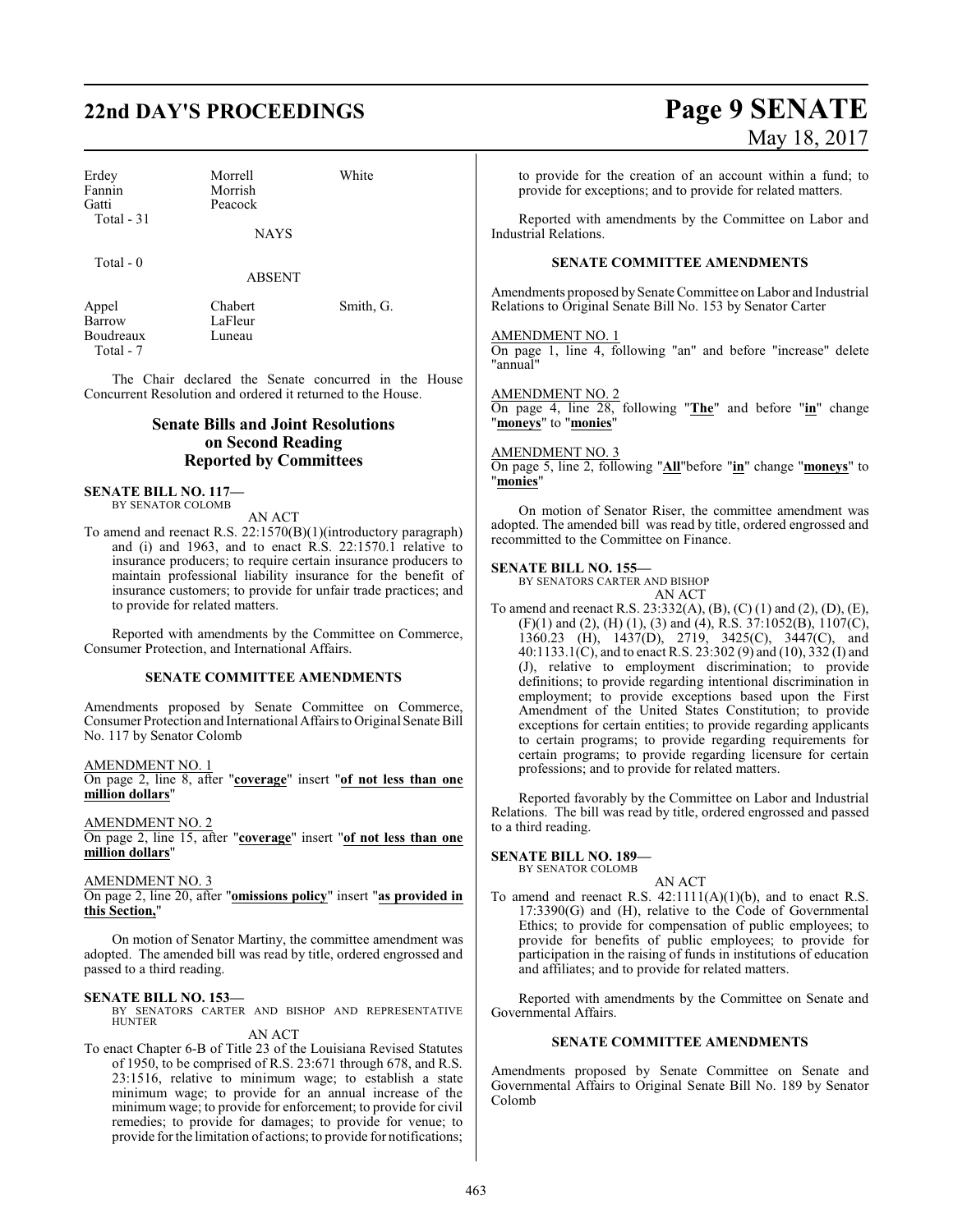| | | |
|---|---|---|
| Erdey | Morrell | White |
| Fannin | Morrish | |
| Gatti | Peacock | |
| Total - 31 | | |

NAYS

Total - 0

ABSENT

| | | |
|---|---|---|
| Appel | Chabert | Smith, G. |
| Barrow | LaFleur | |
| Boudreaux | Luneau | |
| Total - 7 | | |

The Chair declared the Senate concurred in the House Concurrent Resolution and ordered it returned to the House.

## Senate Bills and Joint Resolutions on Second Reading Reported by Committees

**SENATE BILL NO. 117—**
BY SENATOR COLOMB

AN ACT

To amend and reenact R.S. 22:1570(B)(1)(introductory paragraph) and (i) and 1963, and to enact R.S. 22:1570.1 relative to insurance producers; to require certain insurance producers to maintain professional liability insurance for the benefit of insurance customers; to provide for unfair trade practices; and to provide for related matters.

Reported with amendments by the Committee on Commerce, Consumer Protection, and International Affairs.

### SENATE COMMITTEE AMENDMENTS

Amendments proposed by Senate Committee on Commerce, Consumer Protection and International Affairs to Original Senate Bill No. 117 by Senator Colomb

AMENDMENT NO. 1
On page 2, line 8, after "**coverage**" insert "**of not less than one million dollars**"

AMENDMENT NO. 2
On page 2, line 15, after "**coverage**" insert "**of not less than one million dollars**"

AMENDMENT NO. 3
On page 2, line 20, after "**omissions policy**" insert "**as provided in this Section,**"

On motion of Senator Martiny, the committee amendment was adopted. The amended bill was read by title, ordered engrossed and passed to a third reading.

**SENATE BILL NO. 153—**
BY SENATORS CARTER AND BISHOP AND REPRESENTATIVE HUNTER

AN ACT

To enact Chapter 6-B of Title 23 of the Louisiana Revised Statutes of 1950, to be comprised of R.S. 23:671 through 678, and R.S. 23:1516, relative to minimum wage; to establish a state minimum wage; to provide for an annual increase of the minimum wage; to provide for enforcement; to provide for civil remedies; to provide for damages; to provide for venue; to provide for the limitation of actions; to provide for notifications; to provide for the creation of an account within a fund; to provide for exceptions; and to provide for related matters.

Reported with amendments by the Committee on Labor and Industrial Relations.

### SENATE COMMITTEE AMENDMENTS

Amendments proposed by Senate Committee on Labor and Industrial Relations to Original Senate Bill No. 153 by Senator Carter

AMENDMENT NO. 1
On page 1, line 4, following "an" and before "increase" delete "annual"

AMENDMENT NO. 2
On page 4, line 28, following "**The**" and before "**in**" change "**moneys**" to "**monies**"

AMENDMENT NO. 3
On page 5, line 2, following "**All**"before "**in**" change "**moneys**" to "**monies**"

On motion of Senator Riser, the committee amendment was adopted. The amended bill was read by title, ordered engrossed and recommitted to the Committee on Finance.

**SENATE BILL NO. 155—**
BY SENATORS CARTER AND BISHOP

AN ACT

To amend and reenact R.S. 23:332(A), (B), (C) (1) and (2), (D), (E), (F)(1) and (2), (H) (1), (3) and (4), R.S. 37:1052(B), 1107(C), 1360.23 (H), 1437(D), 2719, 3425(C), 3447(C), and 40:1133.1(C), and to enact R.S. 23:302 (9) and (10), 332 (I) and (J), relative to employment discrimination; to provide definitions; to provide regarding intentional discrimination in employment; to provide exceptions based upon the First Amendment of the United States Constitution; to provide exceptions for certain entities; to provide regarding applicants to certain programs; to provide regarding requirements for certain programs; to provide regarding licensure for certain professions; and to provide for related matters.

Reported favorably by the Committee on Labor and Industrial Relations. The bill was read by title, ordered engrossed and passed to a third reading.

**SENATE BILL NO. 189—**
BY SENATOR COLOMB

AN ACT

To amend and reenact R.S. 42:1111(A)(1)(b), and to enact R.S. 17:3390(G) and (H), relative to the Code of Governmental Ethics; to provide for compensation of public employees; to provide for benefits of public employees; to provide for participation in the raising of funds in institutions of education and affiliates; and to provide for related matters.

Reported with amendments by the Committee on Senate and Governmental Affairs.

### SENATE COMMITTEE AMENDMENTS

Amendments proposed by Senate Committee on Senate and Governmental Affairs to Original Senate Bill No. 189 by Senator Colomb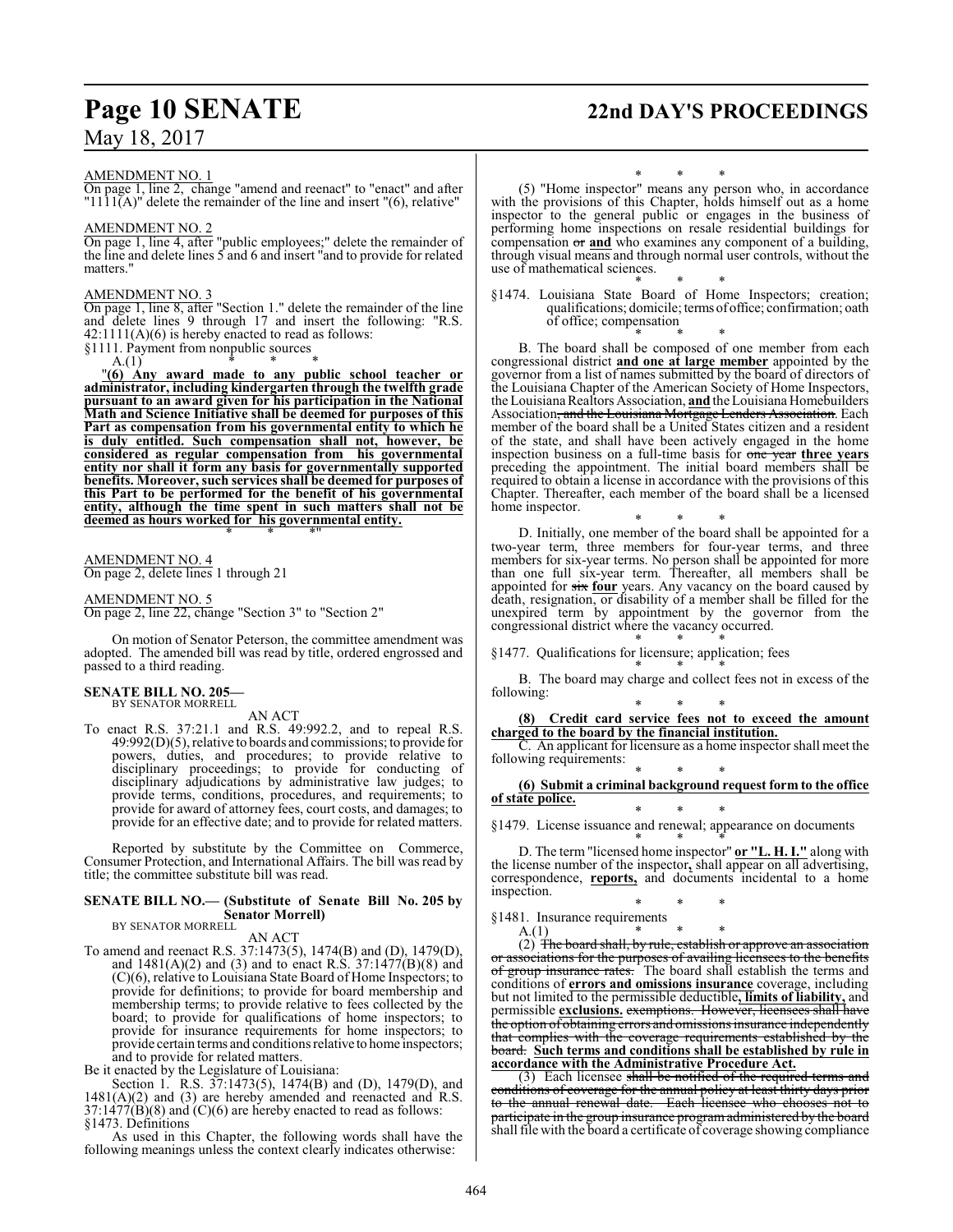AMENDMENT NO. 1

On page 1, line 2, change "amend and reenact" to "enact" and after "1111(A)" delete the remainder of the line and insert "(6), relative"

AMENDMENT NO. 2

On page 1, line 4, after "public employees;" delete the remainder of the line and delete lines 5 and 6 and insert "and to provide for related matters."

AMENDMENT NO. 3

On page 1, line 8, after "Section 1." delete the remainder of the line and delete lines 9 through 17 and insert the following: "R.S. 42:1111(A)(6) is hereby enacted to read as follows:

§1111. Payment from nonpublic sources

A.(1) * * *

"**(6) Any award made to any public school teacher or administrator, including kindergarten through the twelfth grade pursuant to an award given for his participation in the National Math and Science Initiative shall be deemed for purposes of this Part as compensation from his governmental entity to which he is duly entitled. Such compensation shall not, however, be considered as regular compensation from his governmental entity nor shall it form any basis for governmentally supported benefits. Moreover, such services shall be deemed for purposes of this Part to be performed for the benefit of his governmental entity, although the time spent in such matters shall not be deemed as hours worked for his governmental entity.**

\* \* \*"

AMENDMENT NO. 4

On page 2, delete lines 1 through 21

AMENDMENT NO. 5

On page 2, line 22, change "Section 3" to "Section 2"

On motion of Senator Peterson, the committee amendment was adopted. The amended bill was read by title, ordered engrossed and passed to a third reading.

**SENATE BILL NO. 205—**
BY SENATOR MORRELL

AN ACT

To enact R.S. 37:21.1 and R.S. 49:992.2, and to repeal R.S. 49:992(D)(5), relative to boards and commissions; to provide for powers, duties, and procedures; to provide relative to disciplinary proceedings; to provide for conducting of disciplinary adjudications by administrative law judges; to provide terms, conditions, procedures, and requirements; to provide for award of attorney fees, court costs, and damages; to provide for an effective date; and to provide for related matters.

Reported by substitute by the Committee on Commerce, Consumer Protection, and International Affairs. The bill was read by title; the committee substitute bill was read.

**SENATE BILL NO.— (Substitute of Senate Bill No. 205 by Senator Morrell)**
BY SENATOR MORRELL

AN ACT

To amend and reenact R.S. 37:1473(5), 1474(B) and (D), 1479(D), and 1481(A)(2) and (3) and to enact R.S. 37:1477(B)(8) and (C)(6), relative to Louisiana State Board of Home Inspectors; to provide for definitions; to provide for board membership and membership terms; to provide relative to fees collected by the board; to provide for qualifications of home inspectors; to provide for insurance requirements for home inspectors; to provide certain terms and conditions relative to home inspectors; and to provide for related matters.

Be it enacted by the Legislature of Louisiana:

Section 1. R.S. 37:1473(5), 1474(B) and (D), 1479(D), and 1481(A)(2) and (3) are hereby amended and reenacted and R.S. 37:1477(B)(8) and (C)(6) are hereby enacted to read as follows:

§1473. Definitions

As used in this Chapter, the following words shall have the following meanings unless the context clearly indicates otherwise:

\* \* \*

(5) "Home inspector" means any person who, in accordance with the provisions of this Chapter, holds himself out as a home inspector to the general public or engages in the business of performing home inspections on resale residential buildings for compensation ~~or~~ **and** who examines any component of a building, through visual means and through normal user controls, without the use of mathematical sciences.

\* \* \*

§1474. Louisiana State Board of Home Inspectors; creation; qualifications; domicile; terms of office; confirmation; oath of office; compensation

\* \* \*

B. The board shall be composed of one member from each congressional district **and one at large member** appointed by the governor from a list of names submitted by the board of directors of the Louisiana Chapter of the American Society of Home Inspectors, the Louisiana Realtors Association, **and** the Louisiana Homebuilders Association~~, and the Louisiana Mortgage Lenders Association~~. Each member of the board shall be a United States citizen and a resident of the state, and shall have been actively engaged in the home inspection business on a full-time basis for ~~one year~~ **three years** preceding the appointment. The initial board members shall be required to obtain a license in accordance with the provisions of this Chapter. Thereafter, each member of the board shall be a licensed home inspector.

\* \* \*

D. Initially, one member of the board shall be appointed for a two-year term, three members for four-year terms, and three members for six-year terms. No person shall be appointed for more than one full six-year term. Thereafter, all members shall be appointed for ~~six~~ **four** years. Any vacancy on the board caused by death, resignation, or disability of a member shall be filled for the unexpired term by appointment by the governor from the congressional district where the vacancy occurred.

\* \* \*

§1477. Qualifications for licensure; application; fees

\* \* \*

B. The board may charge and collect fees not in excess of the following:

\* \* \*

**(8) Credit card service fees not to exceed the amount charged to the board by the financial institution.**

C. An applicant for licensure as a home inspector shall meet the following requirements:

\* \* \*

**(6) Submit a criminal background request form to the office of state police.**

\* \* \*

§1479. License issuance and renewal; appearance on documents

\* \* \*

D. The term "licensed home inspector" **or "L. H. I."** along with the license number of the inspector**,** shall appear on all advertising, correspondence, **reports,** and documents incidental to a home inspection.

\* \* \*

§1481. Insurance requirements

A.(1) * * *

(2) ~~The board shall, by rule, establish or approve an association or associations for the purposes of availing licensees to the benefits of group insurance rates.~~ The board shall establish the terms and conditions of **errors and omissions insurance** coverage, including but not limited to the permissible deductible**, limits of liability,** and permissible **exclusions.** ~~exemptions. However, licensees shall have the option of obtaining errors and omissions insurance independently that complies with the coverage requirements established by the board.~~ **Such terms and conditions shall be established by rule in accordance with the Administrative Procedure Act.**

(3) Each licensee ~~shall be notified of the required terms and conditions of coverage for the annual policy at least thirty days prior to the annual renewal date. Each licensee who chooses not to participate in the group insurance program administered by the board~~ shall file with the board a certificate of coverage showing compliance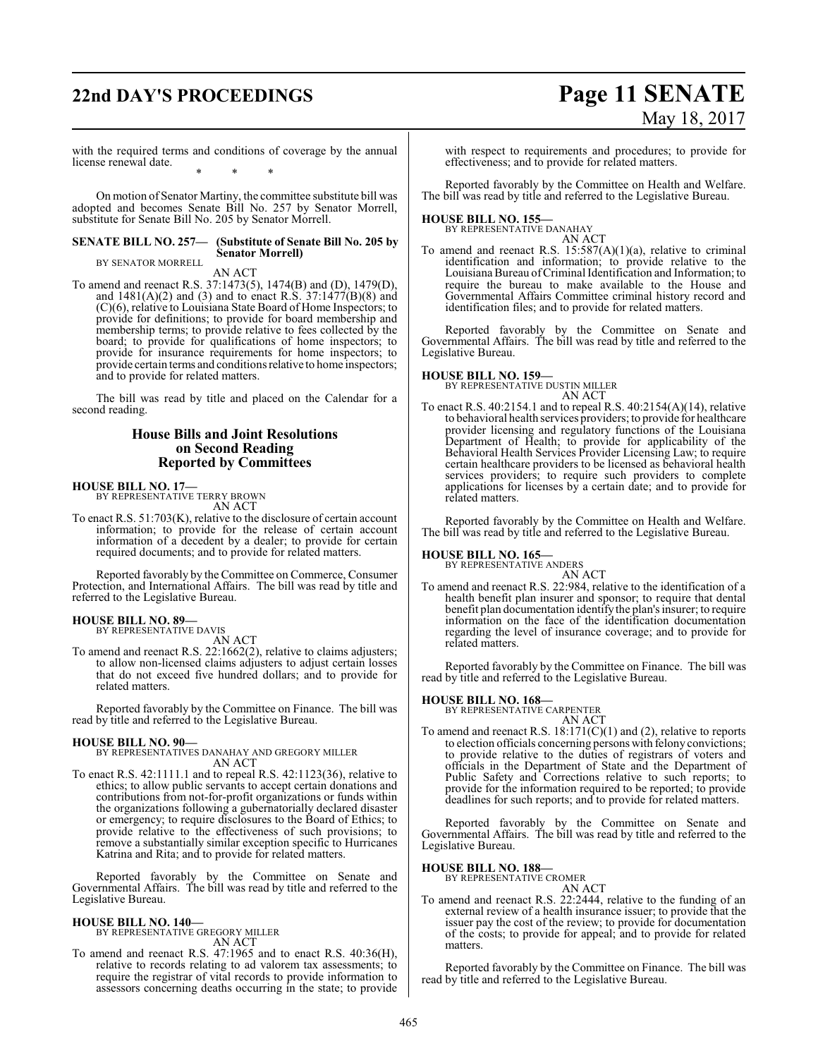with the required terms and conditions of coverage by the annual license renewal date.

\* \* \*

On motion of Senator Martiny, the committee substitute bill was adopted and becomes Senate Bill No. 257 by Senator Morrell, substitute for Senate Bill No. 205 by Senator Morrell.

**SENATE BILL NO. 257— (Substitute of Senate Bill No. 205 by Senator Morrell)**
BY SENATOR MORRELL

AN ACT

To amend and reenact R.S. 37:1473(5), 1474(B) and (D), 1479(D), and 1481(A)(2) and (3) and to enact R.S. 37:1477(B)(8) and (C)(6), relative to Louisiana State Board of Home Inspectors; to provide for definitions; to provide for board membership and membership terms; to provide relative to fees collected by the board; to provide for qualifications of home inspectors; to provide for insurance requirements for home inspectors; to provide certain terms and conditions relative to home inspectors; and to provide for related matters.

The bill was read by title and placed on the Calendar for a second reading.

## House Bills and Joint Resolutions on Second Reading Reported by Committees

**HOUSE BILL NO. 17—**
BY REPRESENTATIVE TERRY BROWN

AN ACT

To enact R.S. 51:703(K), relative to the disclosure of certain account information; to provide for the release of certain account information of a decedent by a dealer; to provide for certain required documents; and to provide for related matters.

Reported favorably by the Committee on Commerce, Consumer Protection, and International Affairs. The bill was read by title and referred to the Legislative Bureau.

**HOUSE BILL NO. 89—**
BY REPRESENTATIVE DAVIS

AN ACT

To amend and reenact R.S. 22:1662(2), relative to claims adjusters; to allow non-licensed claims adjusters to adjust certain losses that do not exceed five hundred dollars; and to provide for related matters.

Reported favorably by the Committee on Finance. The bill was read by title and referred to the Legislative Bureau.

**HOUSE BILL NO. 90—**
BY REPRESENTATIVES DANAHAY AND GREGORY MILLER

AN ACT

To enact R.S. 42:1111.1 and to repeal R.S. 42:1123(36), relative to ethics; to allow public servants to accept certain donations and contributions from not-for-profit organizations or funds within the organizations following a gubernatorially declared disaster or emergency; to require disclosures to the Board of Ethics; to provide relative to the effectiveness of such provisions; to remove a substantially similar exception specific to Hurricanes Katrina and Rita; and to provide for related matters.

Reported favorably by the Committee on Senate and Governmental Affairs. The bill was read by title and referred to the Legislative Bureau.

**HOUSE BILL NO. 140—**
BY REPRESENTATIVE GREGORY MILLER

AN ACT

To amend and reenact R.S. 47:1965 and to enact R.S. 40:36(H), relative to records relating to ad valorem tax assessments; to require the registrar of vital records to provide information to assessors concerning deaths occurring in the state; to provide with respect to requirements and procedures; to provide for effectiveness; and to provide for related matters.

Reported favorably by the Committee on Health and Welfare. The bill was read by title and referred to the Legislative Bureau.

**HOUSE BILL NO. 155—**
BY REPRESENTATIVE DANAHAY

AN ACT

To amend and reenact R.S. 15:587(A)(1)(a), relative to criminal identification and information; to provide relative to the Louisiana Bureau of Criminal Identification and Information; to require the bureau to make available to the House and Governmental Affairs Committee criminal history record and identification files; and to provide for related matters.

Reported favorably by the Committee on Senate and Governmental Affairs. The bill was read by title and referred to the Legislative Bureau.

**HOUSE BILL NO. 159—**
BY REPRESENTATIVE DUSTIN MILLER

AN ACT

To enact R.S. 40:2154.1 and to repeal R.S. 40:2154(A)(14), relative to behavioral health services providers; to provide for healthcare provider licensing and regulatory functions of the Louisiana Department of Health; to provide for applicability of the Behavioral Health Services Provider Licensing Law; to require certain healthcare providers to be licensed as behavioral health services providers; to require such providers to complete applications for licenses by a certain date; and to provide for related matters.

Reported favorably by the Committee on Health and Welfare. The bill was read by title and referred to the Legislative Bureau.

**HOUSE BILL NO. 165—**
BY REPRESENTATIVE ANDERS

AN ACT

To amend and reenact R.S. 22:984, relative to the identification of a health benefit plan insurer and sponsor; to require that dental benefit plan documentation identify the plan's insurer; to require information on the face of the identification documentation regarding the level of insurance coverage; and to provide for related matters.

Reported favorably by the Committee on Finance. The bill was read by title and referred to the Legislative Bureau.

**HOUSE BILL NO. 168—**
BY REPRESENTATIVE CARPENTER

AN ACT

To amend and reenact R.S. 18:171(C)(1) and (2), relative to reports to election officials concerning persons with felony convictions; to provide relative to the duties of registrars of voters and officials in the Department of State and the Department of Public Safety and Corrections relative to such reports; to provide for the information required to be reported; to provide deadlines for such reports; and to provide for related matters.

Reported favorably by the Committee on Senate and Governmental Affairs. The bill was read by title and referred to the Legislative Bureau.

**HOUSE BILL NO. 188—**
BY REPRESENTATIVE CROMER

AN ACT

To amend and reenact R.S. 22:2444, relative to the funding of an external review of a health insurance issuer; to provide that the issuer pay the cost of the review; to provide for documentation of the costs; to provide for appeal; and to provide for related matters.

Reported favorably by the Committee on Finance. The bill was read by title and referred to the Legislative Bureau.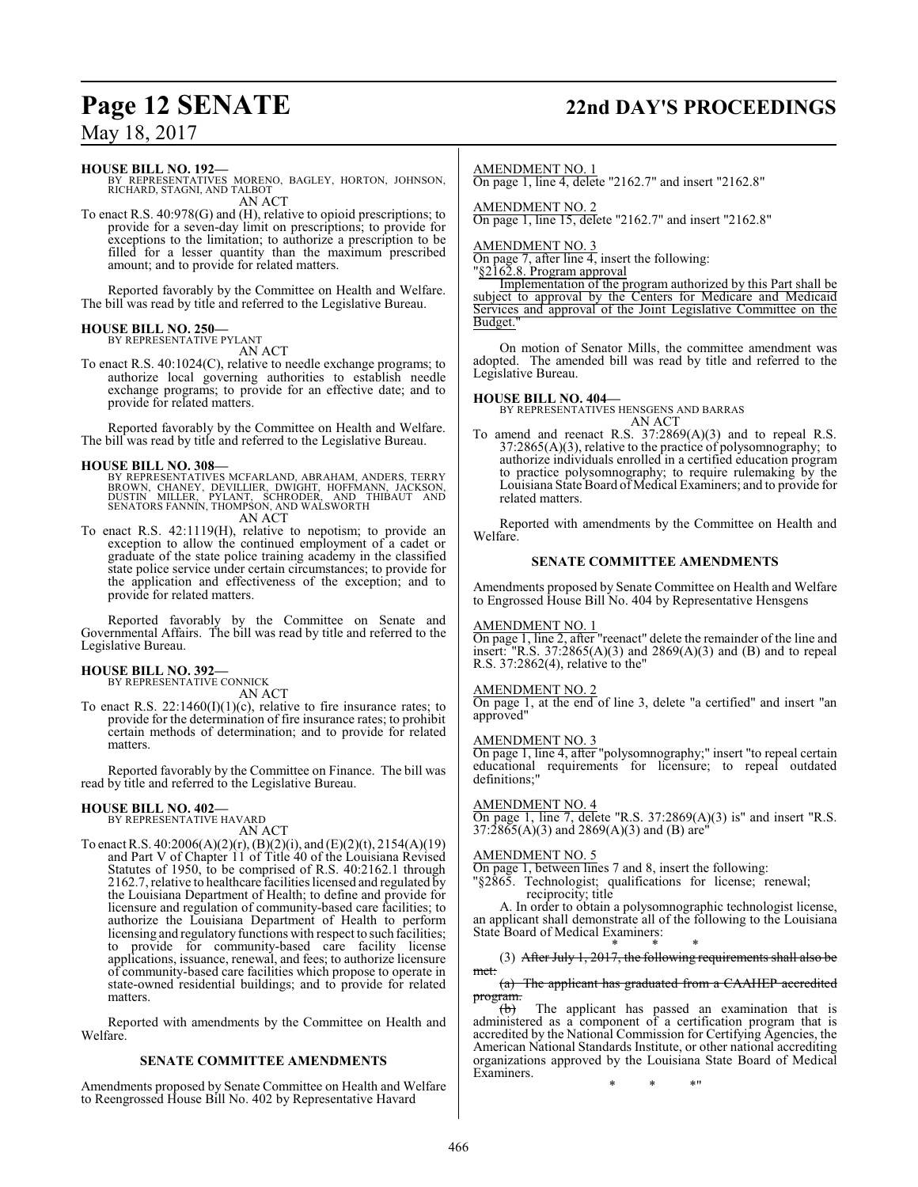**HOUSE BILL NO. 192—**
BY REPRESENTATIVES MORENO, BAGLEY, HORTON, JOHNSON, RICHARD, STAGNI, AND TALBOT
AN ACT

To enact R.S. 40:978(G) and (H), relative to opioid prescriptions; to provide for a seven-day limit on prescriptions; to provide for exceptions to the limitation; to authorize a prescription to be filled for a lesser quantity than the maximum prescribed amount; and to provide for related matters.

Reported favorably by the Committee on Health and Welfare. The bill was read by title and referred to the Legislative Bureau.

**HOUSE BILL NO. 250—**
BY REPRESENTATIVE PYLANT
AN ACT

To enact R.S. 40:1024(C), relative to needle exchange programs; to authorize local governing authorities to establish needle exchange programs; to provide for an effective date; and to provide for related matters.

Reported favorably by the Committee on Health and Welfare. The bill was read by title and referred to the Legislative Bureau.

**HOUSE BILL NO. 308—**
BY REPRESENTATIVES MCFARLAND, ABRAHAM, ANDERS, TERRY BROWN, CHANEY, DEVILLIER, DWIGHT, HOFFMANN, JACKSON, DUSTIN MILLER, PYLANT, SCHRODER, AND THIBAUT AND SENATORS FANNIN, THOMPSON, AND WALSWORTH
AN ACT

To enact R.S. 42:1119(H), relative to nepotism; to provide an exception to allow the continued employment of a cadet or graduate of the state police training academy in the classified state police service under certain circumstances; to provide for the application and effectiveness of the exception; and to provide for related matters.

Reported favorably by the Committee on Senate and Governmental Affairs. The bill was read by title and referred to the Legislative Bureau.

**HOUSE BILL NO. 392—**
BY REPRESENTATIVE CONNICK
AN ACT

To enact R.S. 22:1460(I)(1)(c), relative to fire insurance rates; to provide for the determination of fire insurance rates; to prohibit certain methods of determination; and to provide for related matters.

Reported favorably by the Committee on Finance. The bill was read by title and referred to the Legislative Bureau.

**HOUSE BILL NO. 402—**
BY REPRESENTATIVE HAVARD
AN ACT

To enact R.S. 40:2006(A)(2)(r), (B)(2)(i), and (E)(2)(t), 2154(A)(19) and Part V of Chapter 11 of Title 40 of the Louisiana Revised Statutes of 1950, to be comprised of R.S. 40:2162.1 through 2162.7, relative to healthcare facilities licensed and regulated by the Louisiana Department of Health; to define and provide for licensure and regulation of community-based care facilities; to authorize the Louisiana Department of Health to perform licensing and regulatory functions with respect to such facilities; to provide for community-based care facility license applications, issuance, renewal, and fees; to authorize licensure of community-based care facilities which propose to operate in state-owned residential buildings; and to provide for related matters.

Reported with amendments by the Committee on Health and Welfare.

**SENATE COMMITTEE AMENDMENTS**

Amendments proposed by Senate Committee on Health and Welfare to Reengrossed House Bill No. 402 by Representative Havard

AMENDMENT NO. 1
On page 1, line 4, delete "2162.7" and insert "2162.8"

AMENDMENT NO. 2
On page 1, line 15, delete "2162.7" and insert "2162.8"

AMENDMENT NO. 3
On page 7, after line 4, insert the following:
"§2162.8. Program approval
Implementation of the program authorized by this Part shall be subject to approval by the Centers for Medicare and Medicaid Services and approval of the Joint Legislative Committee on the Budget."

On motion of Senator Mills, the committee amendment was adopted. The amended bill was read by title and referred to the Legislative Bureau.

**HOUSE BILL NO. 404—**
BY REPRESENTATIVES HENSGENS AND BARRAS
AN ACT

To amend and reenact R.S. 37:2869(A)(3) and to repeal R.S. 37:2865(A)(3), relative to the practice of polysomnography; to authorize individuals enrolled in a certified education program to practice polysomnography; to require rulemaking by the Louisiana State Board of Medical Examiners; and to provide for related matters.

Reported with amendments by the Committee on Health and Welfare.

**SENATE COMMITTEE AMENDMENTS**

Amendments proposed by Senate Committee on Health and Welfare to Engrossed House Bill No. 404 by Representative Hensgens

AMENDMENT NO. 1
On page 1, line 2, after "reenact" delete the remainder of the line and insert: "R.S. 37:2865(A)(3) and 2869(A)(3) and (B) and to repeal R.S. 37:2862(4), relative to the"

AMENDMENT NO. 2
On page 1, at the end of line 3, delete "a certified" and insert "an approved"

AMENDMENT NO. 3
On page 1, line 4, after "polysomnography;" insert "to repeal certain educational requirements for licensure; to repeal outdated definitions;"

AMENDMENT NO. 4
On page 1, line 7, delete "R.S. 37:2869(A)(3) is" and insert "R.S. 37:2865(A)(3) and 2869(A)(3) and (B) are"

AMENDMENT NO. 5
On page 1, between lines 7 and 8, insert the following:
"§2865. Technologist; qualifications for license; renewal; reciprocity; title
A. In order to obtain a polysomnographic technologist license, an applicant shall demonstrate all of the following to the Louisiana State Board of Medical Examiners:
\* \* \*
(3) ~~After July 1, 2017, the following requirements shall also be met:~~
~~(a) The applicant has graduated from a CAAHEP accredited program.~~
~~(b)~~ The applicant has passed an examination that is administered as a component of a certification program that is accredited by the National Commission for Certifying Agencies, the American National Standards Institute, or other national accrediting organizations approved by the Louisiana State Board of Medical Examiners.
\* \* \*"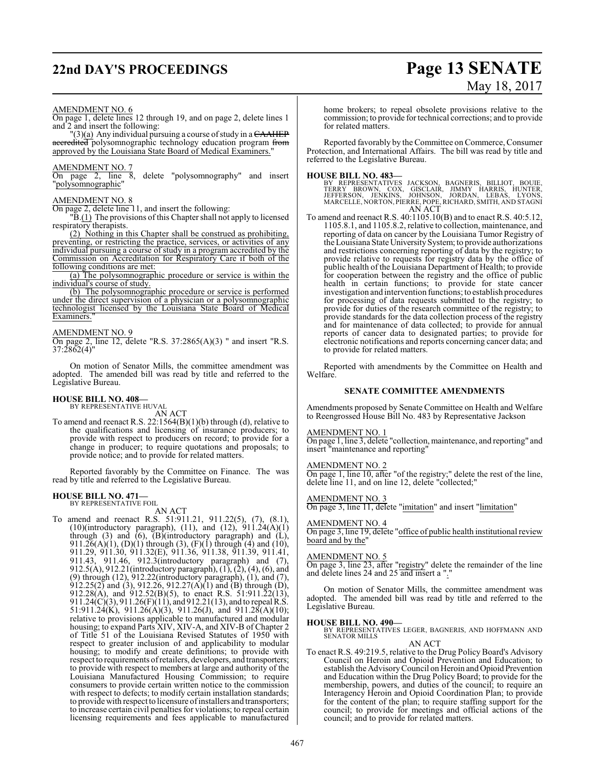AMENDMENT NO. 6

On page 1, delete lines 12 through 19, and on page 2, delete lines 1 and 2 and insert the following:

"(3)(a) Any individual pursuing a course of study in a ~~CAAHEP accredited~~ polysomnographic technology education program ~~from~~ approved by the Louisiana State Board of Medical Examiners."

AMENDMENT NO. 7

On page 2, line 8, delete "polysomnography" and insert "polysomnographic"

AMENDMENT NO. 8

On page 2, delete line 11, and insert the following:

"B.(1) The provisions of this Chapter shall not apply to licensed respiratory therapists.

(2) Nothing in this Chapter shall be construed as prohibiting, preventing, or restricting the practice, services, or activities of any individual pursuing a course of study in a program accredited by the Commission on Accreditation for Respiratory Care if both of the following conditions are met:

(a) The polysomnographic procedure or service is within the individual's course of study.

(b) The polysomnographic procedure or service is performed under the direct supervision of a physician or a polysomnographic technologist licensed by the Louisiana State Board of Medical Examiners."

AMENDMENT NO. 9

On page 2, line 12, delete "R.S. 37:2865(A)(3) " and insert "R.S. 37:2862(4)"

On motion of Senator Mills, the committee amendment was adopted. The amended bill was read by title and referred to the Legislative Bureau.

**HOUSE BILL NO. 408—**
BY REPRESENTATIVE HUVAL
AN ACT

To amend and reenact R.S. 22:1564(B)(1)(b) through (d), relative to the qualifications and licensing of insurance producers; to provide with respect to producers on record; to provide for a change in producer; to require quotations and proposals; to provide notice; and to provide for related matters.

Reported favorably by the Committee on Finance. The was read by title and referred to the Legislative Bureau.

**HOUSE BILL NO. 471—**
BY REPRESENTATIVE FOIL
AN ACT

To amend and reenact R.S. 51:911.21, 911.22(5), (7), (8.1), (10)(introductory paragraph), (11), and (12), 911.24(A)(1) through (3) and (6), (B)(introductory paragraph) and (L), 911.26(A)(1), (D)(1) through (3), (F)(1) through (4) and (10), 911.29, 911.30, 911.32(E), 911.36, 911.38, 911.39, 911.41, 911.43, 911.46, 912.3(introductory paragraph) and (7), 912.5(A), 912.21(introductory paragraph), (1), (2), (4), (6), and (9) through (12), 912.22(introductory paragraph), (1), and (7), 912.25(2) and (3), 912.26, 912.27(A)(1) and (B) through (D), 912.28(A), and 912.52(B)(5), to enact R.S. 51:911.22(13), 911.24(C)(3), 911.26(F)(11), and 912.21(13), and to repeal R.S. 51:911.24(K), 911.26(A)(3), 911.26(J), and 911.28(A)(10); relative to provisions applicable to manufactured and modular housing; to expand Parts XIV, XIV-A, and XIV-B of Chapter 2 of Title 51 of the Louisiana Revised Statutes of 1950 with respect to greater inclusion of and applicability to modular housing; to modify and create definitions; to provide with respect to requirements of retailers, developers, and transporters; to provide with respect to members at large and authority of the Louisiana Manufactured Housing Commission; to require consumers to provide certain written notice to the commission with respect to defects; to modify certain installation standards; to provide with respect to licensure of installers and transporters; to increase certain civil penalties for violations; to repeal certain licensing requirements and fees applicable to manufactured home brokers; to repeal obsolete provisions relative to the commission; to provide for technical corrections; and to provide for related matters.

Reported favorably by the Committee on Commerce, Consumer Protection, and International Affairs. The bill was read by title and referred to the Legislative Bureau.

**HOUSE BILL NO. 483—**
BY REPRESENTATIVES JACKSON, BAGNERIS, BILLIOT, BOUIE, TERRY BROWN, COX, GISCLAIR, JIMMY HARRIS, HUNTER, JEFFERSON, JENKINS, JOHNSON, JORDAN, LEBAS, LYONS, MARCELLE, NORTON, PIERRE, POPE, RICHARD, SMITH, AND STAGNI
AN ACT

To amend and reenact R.S. 40:1105.10(B) and to enact R.S. 40:5.12, 1105.8.1, and 1105.8.2, relative to collection, maintenance, and reporting of data on cancer by the Louisiana Tumor Registry of the Louisiana State University System; to provide authorizations and restrictions concerning reporting of data by the registry; to provide relative to requests for registry data by the office of public health of the Louisiana Department of Health; to provide for cooperation between the registry and the office of public health in certain functions; to provide for state cancer investigation and intervention functions; to establish procedures for processing of data requests submitted to the registry; to provide for duties of the research committee of the registry; to provide standards for the data collection process of the registry and for maintenance of data collected; to provide for annual reports of cancer data to designated parties; to provide for electronic notifications and reports concerning cancer data; and to provide for related matters.

Reported with amendments by the Committee on Health and Welfare.

## SENATE COMMITTEE AMENDMENTS

Amendments proposed by Senate Committee on Health and Welfare to Reengrossed House Bill No. 483 by Representative Jackson

AMENDMENT NO. 1

On page 1, line 3, delete "collection, maintenance, and reporting" and insert "maintenance and reporting"

AMENDMENT NO. 2

On page 1, line 10, after "of the registry;" delete the rest of the line, delete line 11, and on line 12, delete "collected;"

AMENDMENT NO. 3

On page 3, line 11, delete "imitation" and insert "limitation"

AMENDMENT NO. 4

On page 3, line 19, delete "office of public health institutional review board and by the"

AMENDMENT NO. 5

On page 3, line 23, after "registry" delete the remainder of the line and delete lines 24 and 25 and insert a "."

On motion of Senator Mills, the committee amendment was adopted. The amended bill was read by title and referred to the Legislative Bureau.

**HOUSE BILL NO. 490—**
BY REPRESENTATIVES LEGER, BAGNERIS, AND HOFFMANN AND SENATOR MILLS
AN ACT

To enact R.S. 49:219.5, relative to the Drug Policy Board's Advisory Council on Heroin and Opioid Prevention and Education; to establish the Advisory Council on Heroin and Opioid Prevention and Education within the Drug Policy Board; to provide for the membership, powers, and duties of the council; to require an Interagency Heroin and Opioid Coordination Plan; to provide for the content of the plan; to require staffing support for the council; to provide for meetings and official actions of the council; and to provide for related matters.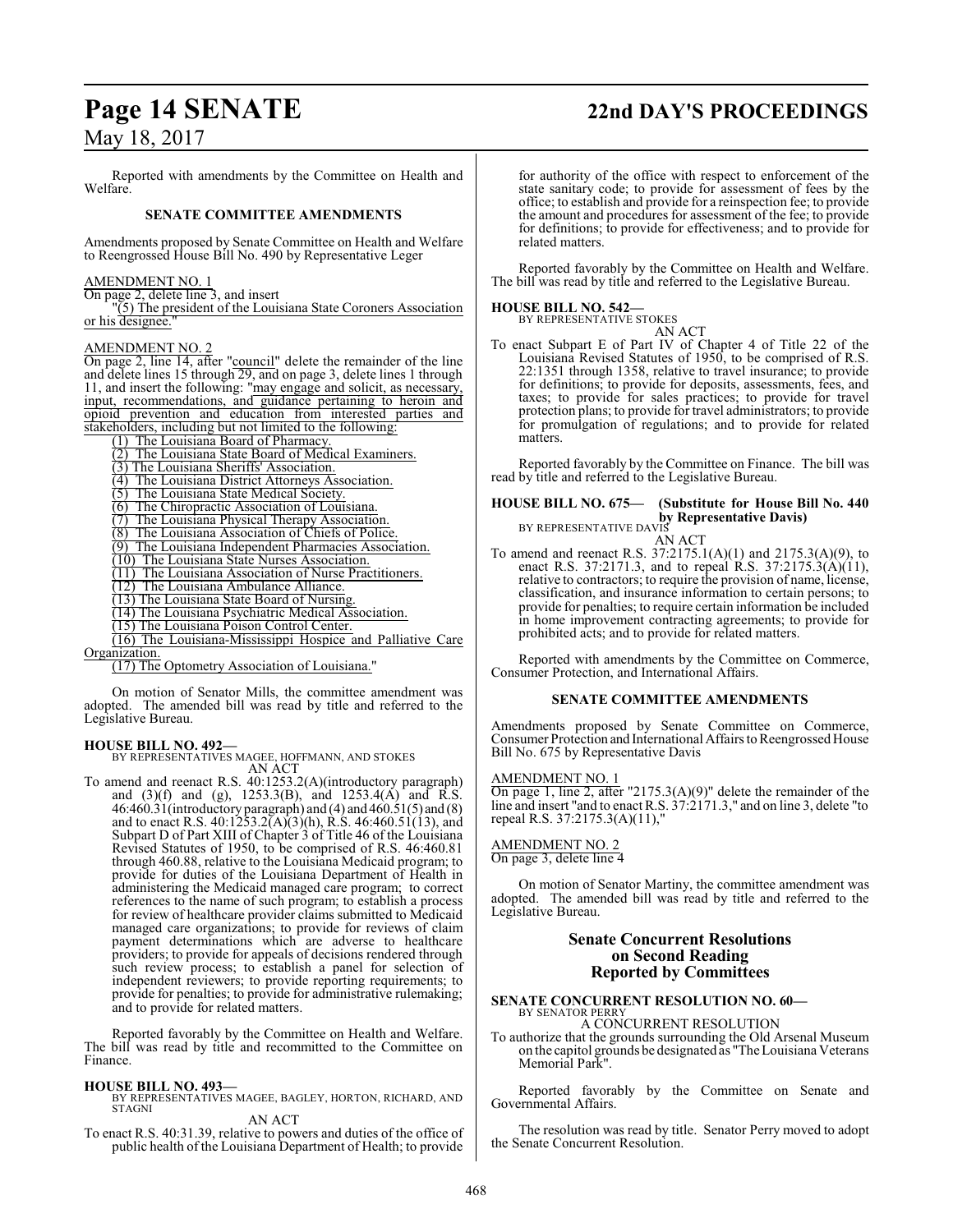Reported with amendments by the Committee on Health and Welfare.

**SENATE COMMITTEE AMENDMENTS**

Amendments proposed by Senate Committee on Health and Welfare to Reengrossed House Bill No. 490 by Representative Leger

AMENDMENT NO. 1

On page 2, delete line 3, and insert

"(5) The president of the Louisiana State Coroners Association or his designee."

AMENDMENT NO. 2

On page 2, line 14, after "council" delete the remainder of the line and delete lines 15 through 29, and on page 3, delete lines 1 through 11, and insert the following: "may engage and solicit, as necessary, input, recommendations, and guidance pertaining to heroin and opioid prevention and education from interested parties and stakeholders, including but not limited to the following:

(1) The Louisiana Board of Pharmacy.

(2) The Louisiana State Board of Medical Examiners.

(3) The Louisiana Sheriffs' Association.

(4) The Louisiana District Attorneys Association.

(5) The Louisiana State Medical Society.

(6) The Chiropractic Association of Louisiana.

(7) The Louisiana Physical Therapy Association.

(8) The Louisiana Association of Chiefs of Police.

(9) The Louisiana Independent Pharmacies Association.

(10) The Louisiana State Nurses Association.

(11) The Louisiana Association of Nurse Practitioners.

(12) The Louisiana Ambulance Alliance.

(13) The Louisiana State Board of Nursing.

(14) The Louisiana Psychiatric Medical Association.

(15) The Louisiana Poison Control Center.

(16) The Louisiana-Mississippi Hospice and Palliative Care Organization.

(17) The Optometry Association of Louisiana."

On motion of Senator Mills, the committee amendment was adopted. The amended bill was read by title and referred to the Legislative Bureau.

**HOUSE BILL NO. 492—**
BY REPRESENTATIVES MAGEE, HOFFMANN, AND STOKES
AN ACT

To amend and reenact R.S. 40:1253.2(A)(introductory paragraph) and (3)(f) and (g), 1253.3(B), and 1253.4(A) and R.S. 46:460.31(introductory paragraph) and (4) and 460.51(5) and (8) and to enact R.S. 40:1253.2(A)(3)(h), R.S. 46:460.51(13), and Subpart D of Part XIII of Chapter 3 of Title 46 of the Louisiana Revised Statutes of 1950, to be comprised of R.S. 46:460.81 through 460.88, relative to the Louisiana Medicaid program; to provide for duties of the Louisiana Department of Health in administering the Medicaid managed care program; to correct references to the name of such program; to establish a process for review of healthcare provider claims submitted to Medicaid managed care organizations; to provide for reviews of claim payment determinations which are adverse to healthcare providers; to provide for appeals of decisions rendered through such review process; to establish a panel for selection of independent reviewers; to provide reporting requirements; to provide for penalties; to provide for administrative rulemaking; and to provide for related matters.

Reported favorably by the Committee on Health and Welfare. The bill was read by title and recommitted to the Committee on Finance.

**HOUSE BILL NO. 493—**
BY REPRESENTATIVES MAGEE, BAGLEY, HORTON, RICHARD, AND STAGNI
AN ACT

To enact R.S. 40:31.39, relative to powers and duties of the office of public health of the Louisiana Department of Health; to provide for authority of the office with respect to enforcement of the state sanitary code; to provide for assessment of fees by the office; to establish and provide for a reinspection fee; to provide the amount and procedures for assessment of the fee; to provide for definitions; to provide for effectiveness; and to provide for related matters.

Reported favorably by the Committee on Health and Welfare. The bill was read by title and referred to the Legislative Bureau.

**HOUSE BILL NO. 542—**
BY REPRESENTATIVE STOKES
AN ACT

To enact Subpart E of Part IV of Chapter 4 of Title 22 of the Louisiana Revised Statutes of 1950, to be comprised of R.S. 22:1351 through 1358, relative to travel insurance; to provide for definitions; to provide for deposits, assessments, fees, and taxes; to provide for sales practices; to provide for travel protection plans; to provide for travel administrators; to provide for promulgation of regulations; and to provide for related matters.

Reported favorably by the Committee on Finance. The bill was read by title and referred to the Legislative Bureau.

**HOUSE BILL NO. 675— (Substitute for House Bill No. 440 by Representative Davis)**
BY REPRESENTATIVE DAVIS
AN ACT

To amend and reenact R.S. 37:2175.1(A)(1) and 2175.3(A)(9), to enact R.S. 37:2171.3, and to repeal R.S. 37:2175.3(A)(11), relative to contractors; to require the provision of name, license, classification, and insurance information to certain persons; to provide for penalties; to require certain information be included in home improvement contracting agreements; to provide for prohibited acts; and to provide for related matters.

Reported with amendments by the Committee on Commerce, Consumer Protection, and International Affairs.

**SENATE COMMITTEE AMENDMENTS**

Amendments proposed by Senate Committee on Commerce, Consumer Protection and International Affairs to Reengrossed House Bill No. 675 by Representative Davis

AMENDMENT NO. 1

On page 1, line 2, after "2175.3(A)(9)" delete the remainder of the line and insert "and to enact R.S. 37:2171.3," and on line 3, delete "to repeal R.S. 37:2175.3(A)(11),"

AMENDMENT NO. 2

On page 3, delete line 4

On motion of Senator Martiny, the committee amendment was adopted. The amended bill was read by title and referred to the Legislative Bureau.

## Senate Concurrent Resolutions on Second Reading Reported by Committees

**SENATE CONCURRENT RESOLUTION NO. 60—**
BY SENATOR PERRY
A CONCURRENT RESOLUTION

To authorize that the grounds surrounding the Old Arsenal Museum on the capitol grounds be designated as "The Louisiana Veterans Memorial Park".

Reported favorably by the Committee on Senate and Governmental Affairs.

The resolution was read by title. Senator Perry moved to adopt the Senate Concurrent Resolution.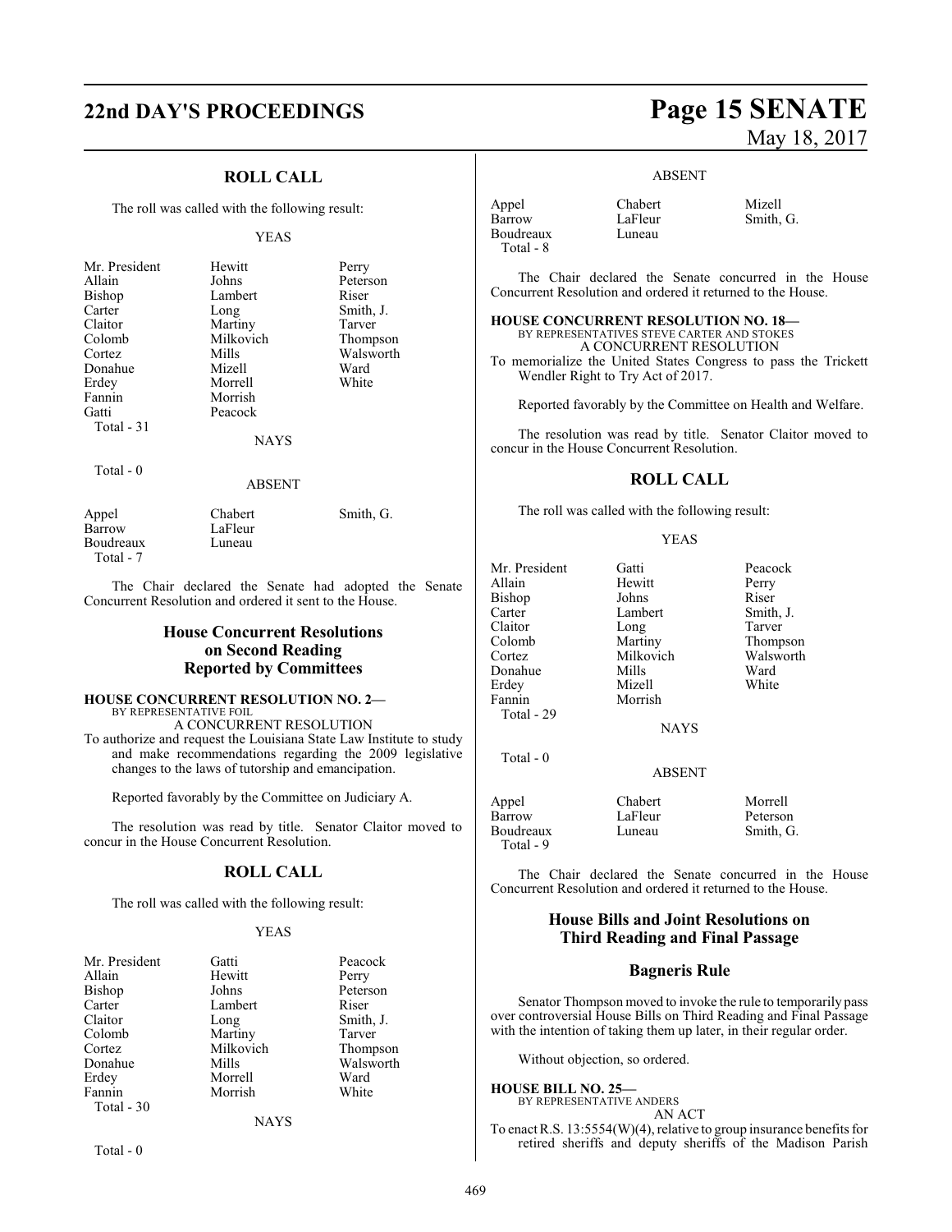## ROLL CALL

The roll was called with the following result:

YEAS

| | | |
|---|---|---|
| Mr. President | Hewitt | Perry |
| Allain | Johns | Peterson |
| Bishop | Lambert | Riser |
| Carter | Long | Smith, J. |
| Claitor | Martiny | Tarver |
| Colomb | Milkovich | Thompson |
| Cortez | Mills | Walsworth |
| Donahue | Mizell | Ward |
| Erdey | Morrell | White |
| Fannin | Morrish | |
| Gatti | Peacock | |
| Total - 31 | | |

NAYS

Total - 0

ABSENT

| | | |
|---|---|---|
| Appel | Chabert | Smith, G. |
| Barrow | LaFleur | |
| Boudreaux | Luneau | |
| Total - 7 | | |

The Chair declared the Senate had adopted the Senate Concurrent Resolution and ordered it sent to the House.

## House Concurrent Resolutions on Second Reading Reported by Committees

**HOUSE CONCURRENT RESOLUTION NO. 2—**
BY REPRESENTATIVE FOIL
A CONCURRENT RESOLUTION
To authorize and request the Louisiana State Law Institute to study and make recommendations regarding the 2009 legislative changes to the laws of tutorship and emancipation.

Reported favorably by the Committee on Judiciary A.

The resolution was read by title. Senator Claitor moved to concur in the House Concurrent Resolution.

## ROLL CALL

The roll was called with the following result:

YEAS

| | | |
|---|---|---|
| Mr. President | Gatti | Peacock |
| Allain | Hewitt | Perry |
| Bishop | Johns | Peterson |
| Carter | Lambert | Riser |
| Claitor | Long | Smith, J. |
| Colomb | Martiny | Tarver |
| Cortez | Milkovich | Thompson |
| Donahue | Mills | Walsworth |
| Erdey | Morrell | Ward |
| Fannin | Morrish | White |
| Total - 30 | | |

NAYS

Total - 0

ABSENT

| | | |
|---|---|---|
| Appel | Chabert | Mizell |
| Barrow | LaFleur | Smith, G. |
| Boudreaux | Luneau | |
| Total - 8 | | |

The Chair declared the Senate concurred in the House Concurrent Resolution and ordered it returned to the House.

**HOUSE CONCURRENT RESOLUTION NO. 18—**
BY REPRESENTATIVES STEVE CARTER AND STOKES
A CONCURRENT RESOLUTION
To memorialize the United States Congress to pass the Trickett Wendler Right to Try Act of 2017.

Reported favorably by the Committee on Health and Welfare.

The resolution was read by title. Senator Claitor moved to concur in the House Concurrent Resolution.

## ROLL CALL

The roll was called with the following result:

YEAS

| | | |
|---|---|---|
| Mr. President | Gatti | Peacock |
| Allain | Hewitt | Perry |
| Bishop | Johns | Riser |
| Carter | Lambert | Smith, J. |
| Claitor | Long | Tarver |
| Colomb | Martiny | Thompson |
| Cortez | Milkovich | Walsworth |
| Donahue | Mills | Ward |
| Erdey | Mizell | White |
| Fannin | Morrish | |
| Total - 29 | | |

NAYS

Total - 0

ABSENT

| | | |
|---|---|---|
| Appel | Chabert | Morrell |
| Barrow | LaFleur | Peterson |
| Boudreaux | Luneau | Smith, G. |
| Total - 9 | | |

The Chair declared the Senate concurred in the House Concurrent Resolution and ordered it returned to the House.

## House Bills and Joint Resolutions on Third Reading and Final Passage

## Bagneris Rule

Senator Thompson moved to invoke the rule to temporarily pass over controversial House Bills on Third Reading and Final Passage with the intention of taking them up later, in their regular order.

Without objection, so ordered.

**HOUSE BILL NO. 25—**
BY REPRESENTATIVE ANDERS
AN ACT
To enact R.S. 13:5554(W)(4), relative to group insurance benefits for retired sheriffs and deputy sheriffs of the Madison Parish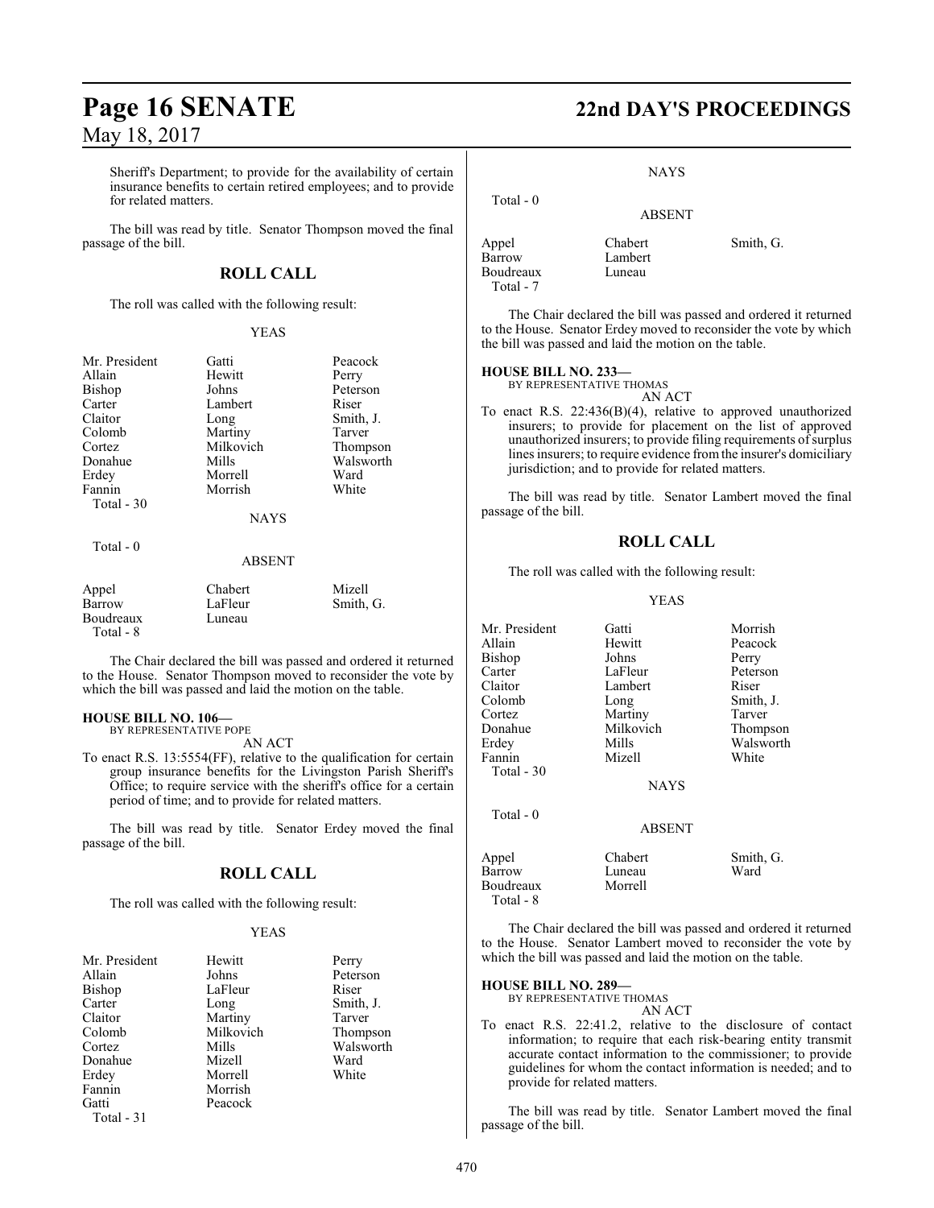Sheriff's Department; to provide for the availability of certain insurance benefits to certain retired employees; and to provide for related matters.

The bill was read by title. Senator Thompson moved the final passage of the bill.

## ROLL CALL

The roll was called with the following result:

YEAS

| | | |
|---|---|---|
| Mr. President | Gatti | Peacock |
| Allain | Hewitt | Perry |
| Bishop | Johns | Peterson |
| Carter | Lambert | Riser |
| Claitor | Long | Smith, J. |
| Colomb | Martiny | Tarver |
| Cortez | Milkovich | Thompson |
| Donahue | Mills | Walsworth |
| Erdey | Morrell | Ward |
| Fannin | Morrish | White |
| Total - 30 | | |

NAYS

Total - 0

ABSENT

| | | |
|---|---|---|
| Appel | Chabert | Mizell |
| Barrow | LaFleur | Smith, G. |
| Boudreaux | Luneau | |
| Total - 8 | | |

The Chair declared the bill was passed and ordered it returned to the House. Senator Thompson moved to reconsider the vote by which the bill was passed and laid the motion on the table.

**HOUSE BILL NO. 106—**
BY REPRESENTATIVE POPE
AN ACT

To enact R.S. 13:5554(FF), relative to the qualification for certain group insurance benefits for the Livingston Parish Sheriff's Office; to require service with the sheriff's office for a certain period of time; and to provide for related matters.

The bill was read by title. Senator Erdey moved the final passage of the bill.

## ROLL CALL

The roll was called with the following result:

YEAS

| | | |
|---|---|---|
| Mr. President | Hewitt | Perry |
| Allain | Johns | Peterson |
| Bishop | LaFleur | Riser |
| Carter | Long | Smith, J. |
| Claitor | Martiny | Tarver |
| Colomb | Milkovich | Thompson |
| Cortez | Mills | Walsworth |
| Donahue | Mizell | Ward |
| Erdey | Morrell | White |
| Fannin | Morrish | |
| Gatti | Peacock | |
| Total - 31 | | |

NAYS

Total - 0

ABSENT

| | | |
|---|---|---|
| Appel | Chabert | Smith, G. |
| Barrow | Lambert | |
| Boudreaux | Luneau | |
| Total - 7 | | |

The Chair declared the bill was passed and ordered it returned to the House. Senator Erdey moved to reconsider the vote by which the bill was passed and laid the motion on the table.

**HOUSE BILL NO. 233—**
BY REPRESENTATIVE THOMAS
AN ACT

To enact R.S. 22:436(B)(4), relative to approved unauthorized insurers; to provide for placement on the list of approved unauthorized insurers; to provide filing requirements of surplus lines insurers; to require evidence from the insurer's domiciliary jurisdiction; and to provide for related matters.

The bill was read by title. Senator Lambert moved the final passage of the bill.

## ROLL CALL

The roll was called with the following result:

YEAS

| | | |
|---|---|---|
| Mr. President | Gatti | Morrish |
| Allain | Hewitt | Peacock |
| Bishop | Johns | Perry |
| Carter | LaFleur | Peterson |
| Claitor | Lambert | Riser |
| Colomb | Long | Smith, J. |
| Cortez | Martiny | Tarver |
| Donahue | Milkovich | Thompson |
| Erdey | Mills | Walsworth |
| Fannin | Mizell | White |
| Total - 30 | | |

NAYS

Total - 0

ABSENT

| | | |
|---|---|---|
| Appel | Chabert | Smith, G. |
| Barrow | Luneau | Ward |
| Boudreaux | Morrell | |
| Total - 8 | | |

The Chair declared the bill was passed and ordered it returned to the House. Senator Lambert moved to reconsider the vote by which the bill was passed and laid the motion on the table.

**HOUSE BILL NO. 289—**
BY REPRESENTATIVE THOMAS
AN ACT

To enact R.S. 22:41.2, relative to the disclosure of contact information; to require that each risk-bearing entity transmit accurate contact information to the commissioner; to provide guidelines for whom the contact information is needed; and to provide for related matters.

The bill was read by title. Senator Lambert moved the final passage of the bill.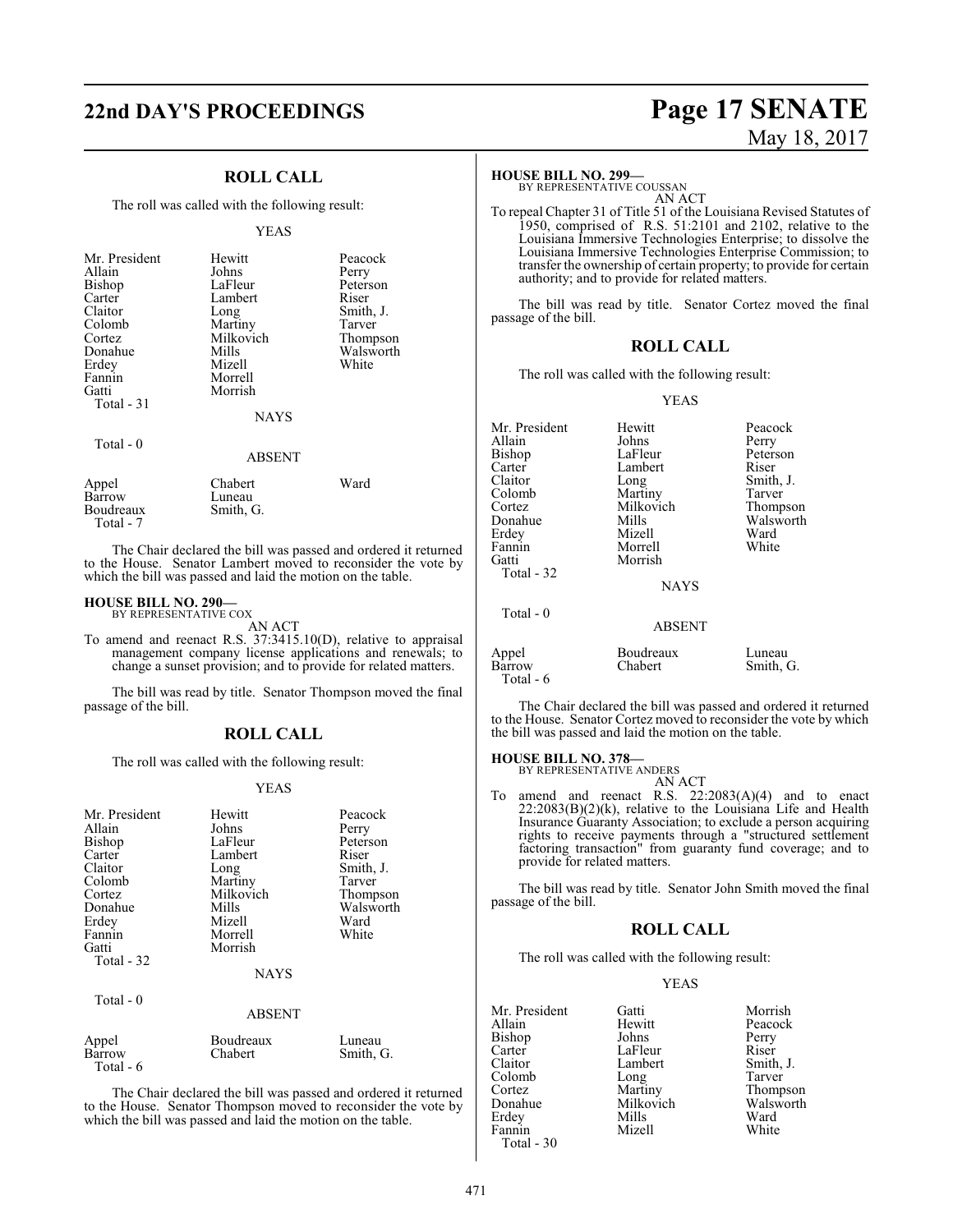## ROLL CALL

The roll was called with the following result:

YEAS

| | | |
|---|---|---|
| Mr. President | Hewitt | Peacock |
| Allain | Johns | Perry |
| Bishop | LaFleur | Peterson |
| Carter | Lambert | Riser |
| Claitor | Long | Smith, J. |
| Colomb | Martiny | Tarver |
| Cortez | Milkovich | Thompson |
| Donahue | Mills | Walsworth |
| Erdey | Mizell | White |
| Fannin | Morrell | |
| Gatti | Morrish | |

Total - 31

NAYS

Total - 0

ABSENT

| | | |
|---|---|---|
| Appel | Chabert | Ward |
| Barrow | Luneau | |
| Boudreaux | Smith, G. | |

Total - 7

The Chair declared the bill was passed and ordered it returned to the House. Senator Lambert moved to reconsider the vote by which the bill was passed and laid the motion on the table.

**HOUSE BILL NO. 290—**
BY REPRESENTATIVE COX

AN ACT

To amend and reenact R.S. 37:3415.10(D), relative to appraisal management company license applications and renewals; to change a sunset provision; and to provide for related matters.

The bill was read by title. Senator Thompson moved the final passage of the bill.

## ROLL CALL

The roll was called with the following result:

YEAS

| | | |
|---|---|---|
| Mr. President | Hewitt | Peacock |
| Allain | Johns | Perry |
| Bishop | LaFleur | Peterson |
| Carter | Lambert | Riser |
| Claitor | Long | Smith, J. |
| Colomb | Martiny | Tarver |
| Cortez | Milkovich | Thompson |
| Donahue | Mills | Walsworth |
| Erdey | Mizell | Ward |
| Fannin | Morrell | White |
| Gatti | Morrish | |

Total - 32

NAYS

Total - 0

ABSENT

| | | |
|---|---|---|
| Appel | Boudreaux | Luneau |
| Barrow | Chabert | Smith, G. |

Total - 6

The Chair declared the bill was passed and ordered it returned to the House. Senator Thompson moved to reconsider the vote by which the bill was passed and laid the motion on the table.

**HOUSE BILL NO. 299—**
BY REPRESENTATIVE COUSSAN

AN ACT

To repeal Chapter 31 of Title 51 of the Louisiana Revised Statutes of 1950, comprised of R.S. 51:2101 and 2102, relative to the Louisiana Immersive Technologies Enterprise; to dissolve the Louisiana Immersive Technologies Enterprise Commission; to transfer the ownership of certain property; to provide for certain authority; and to provide for related matters.

The bill was read by title. Senator Cortez moved the final passage of the bill.

## ROLL CALL

The roll was called with the following result:

YEAS

| | | |
|---|---|---|
| Mr. President | Hewitt | Peacock |
| Allain | Johns | Perry |
| Bishop | LaFleur | Peterson |
| Carter | Lambert | Riser |
| Claitor | Long | Smith, J. |
| Colomb | Martiny | Tarver |
| Cortez | Milkovich | Thompson |
| Donahue | Mills | Walsworth |
| Erdey | Mizell | Ward |
| Fannin | Morrell | White |
| Gatti | Morrish | |

Total - 32

NAYS

Total - 0

ABSENT

| | | |
|---|---|---|
| Appel | Boudreaux | Luneau |
| Barrow | Chabert | Smith, G. |

Total - 6

The Chair declared the bill was passed and ordered it returned to the House. Senator Cortez moved to reconsider the vote by which the bill was passed and laid the motion on the table.

**HOUSE BILL NO. 378—**
BY REPRESENTATIVE ANDERS

AN ACT

To amend and reenact R.S. 22:2083(A)(4) and to enact 22:2083(B)(2)(k), relative to the Louisiana Life and Health Insurance Guaranty Association; to exclude a person acquiring rights to receive payments through a "structured settlement factoring transaction" from guaranty fund coverage; and to provide for related matters.

The bill was read by title. Senator John Smith moved the final passage of the bill.

## ROLL CALL

The roll was called with the following result:

YEAS

| | | |
|---|---|---|
| Mr. President | Gatti | Morrish |
| Allain | Hewitt | Peacock |
| Bishop | Johns | Perry |
| Carter | LaFleur | Riser |
| Claitor | Lambert | Smith, J. |
| Colomb | Long | Tarver |
| Cortez | Martiny | Thompson |
| Donahue | Milkovich | Walsworth |
| Erdey | Mills | Ward |
| Fannin | Mizell | White |

Total - 30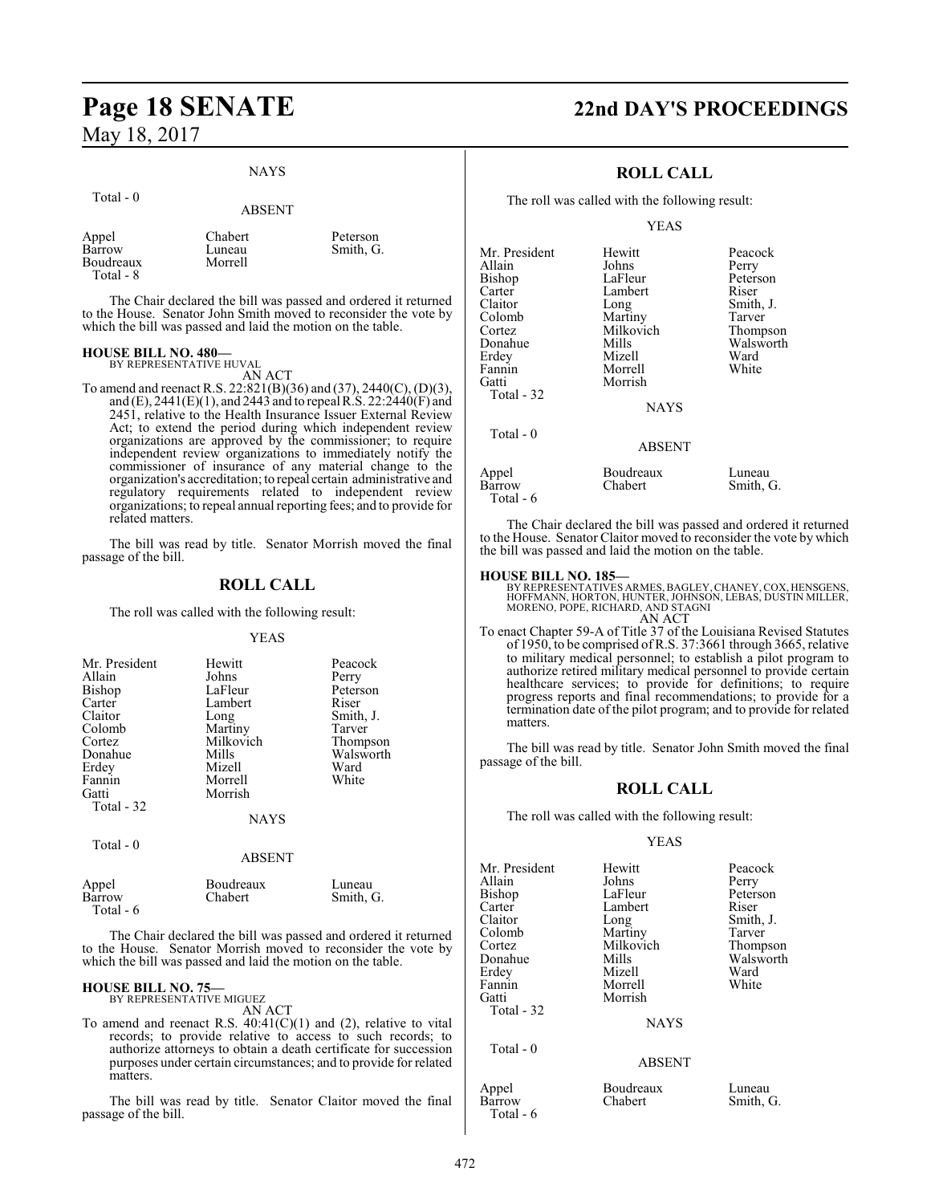NAYS

Total - 0

ABSENT

| | | |
|---|---|---|
| Appel | Chabert | Peterson |
| Barrow | Luneau | Smith, G. |
| Boudreaux | Morrell | |
| Total - 8 | | |

The Chair declared the bill was passed and ordered it returned to the House. Senator John Smith moved to reconsider the vote by which the bill was passed and laid the motion on the table.

**HOUSE BILL NO. 480—**
BY REPRESENTATIVE HUVAL

AN ACT

To amend and reenact R.S. 22:821(B)(36) and (37), 2440(C), (D)(3), and (E), 2441(E)(1), and 2443 and to repeal R.S. 22:2440(F) and 2451, relative to the Health Insurance Issuer External Review Act; to extend the period during which independent review organizations are approved by the commissioner; to require independent review organizations to immediately notify the commissioner of insurance of any material change to the organization's accreditation; to repeal certain administrative and regulatory requirements related to independent review organizations; to repeal annual reporting fees; and to provide for related matters.

The bill was read by title. Senator Morrish moved the final passage of the bill.

## ROLL CALL

The roll was called with the following result:

YEAS

| | | |
|---|---|---|
| Mr. President | Hewitt | Peacock |
| Allain | Johns | Perry |
| Bishop | LaFleur | Peterson |
| Carter | Lambert | Riser |
| Claitor | Long | Smith, J. |
| Colomb | Martiny | Tarver |
| Cortez | Milkovich | Thompson |
| Donahue | Mills | Walsworth |
| Erdey | Mizell | Ward |
| Fannin | Morrell | White |
| Gatti | Morrish | |
| Total - 32 | | |

NAYS

Total - 0

ABSENT

| | | |
|---|---|---|
| Appel | Boudreaux | Luneau |
| Barrow | Chabert | Smith, G. |
| Total - 6 | | |

The Chair declared the bill was passed and ordered it returned to the House. Senator Morrish moved to reconsider the vote by which the bill was passed and laid the motion on the table.

**HOUSE BILL NO. 75—**
BY REPRESENTATIVE MIGUEZ

AN ACT

To amend and reenact R.S. 40:41(C)(1) and (2), relative to vital records; to provide relative to access to such records; to authorize attorneys to obtain a death certificate for succession purposes under certain circumstances; and to provide for related matters.

The bill was read by title. Senator Claitor moved the final passage of the bill.

## ROLL CALL

The roll was called with the following result:

YEAS

| | | |
|---|---|---|
| Mr. President | Hewitt | Peacock |
| Allain | Johns | Perry |
| Bishop | LaFleur | Peterson |
| Carter | Lambert | Riser |
| Claitor | Long | Smith, J. |
| Colomb | Martiny | Tarver |
| Cortez | Milkovich | Thompson |
| Donahue | Mills | Walsworth |
| Erdey | Mizell | Ward |
| Fannin | Morrell | White |
| Gatti | Morrish | |
| Total - 32 | | |

NAYS

Total - 0

ABSENT

| | | |
|---|---|---|
| Appel | Boudreaux | Luneau |
| Barrow | Chabert | Smith, G. |
| Total - 6 | | |

The Chair declared the bill was passed and ordered it returned to the House. Senator Claitor moved to reconsider the vote by which the bill was passed and laid the motion on the table.

**HOUSE BILL NO. 185—**
BY REPRESENTATIVES ARMES, BAGLEY, CHANEY, COX, HENSGENS, HOFFMANN, HORTON, HUNTER, JOHNSON, LEBAS, DUSTIN MILLER, MORENO, POPE, RICHARD, AND STAGNI

AN ACT

To enact Chapter 59-A of Title 37 of the Louisiana Revised Statutes of 1950, to be comprised of R.S. 37:3661 through 3665, relative to military medical personnel; to establish a pilot program to authorize retired military medical personnel to provide certain healthcare services; to provide for definitions; to require progress reports and final recommendations; to provide for a termination date of the pilot program; and to provide for related matters.

The bill was read by title. Senator John Smith moved the final passage of the bill.

## ROLL CALL

The roll was called with the following result:

YEAS

| | | |
|---|---|---|
| Mr. President | Hewitt | Peacock |
| Allain | Johns | Perry |
| Bishop | LaFleur | Peterson |
| Carter | Lambert | Riser |
| Claitor | Long | Smith, J. |
| Colomb | Martiny | Tarver |
| Cortez | Milkovich | Thompson |
| Donahue | Mills | Walsworth |
| Erdey | Mizell | Ward |
| Fannin | Morrell | White |
| Gatti | Morrish | |
| Total - 32 | | |

NAYS

Total - 0

ABSENT

| | | |
|---|---|---|
| Appel | Boudreaux | Luneau |
| Barrow | Chabert | Smith, G. |
| Total - 6 | | |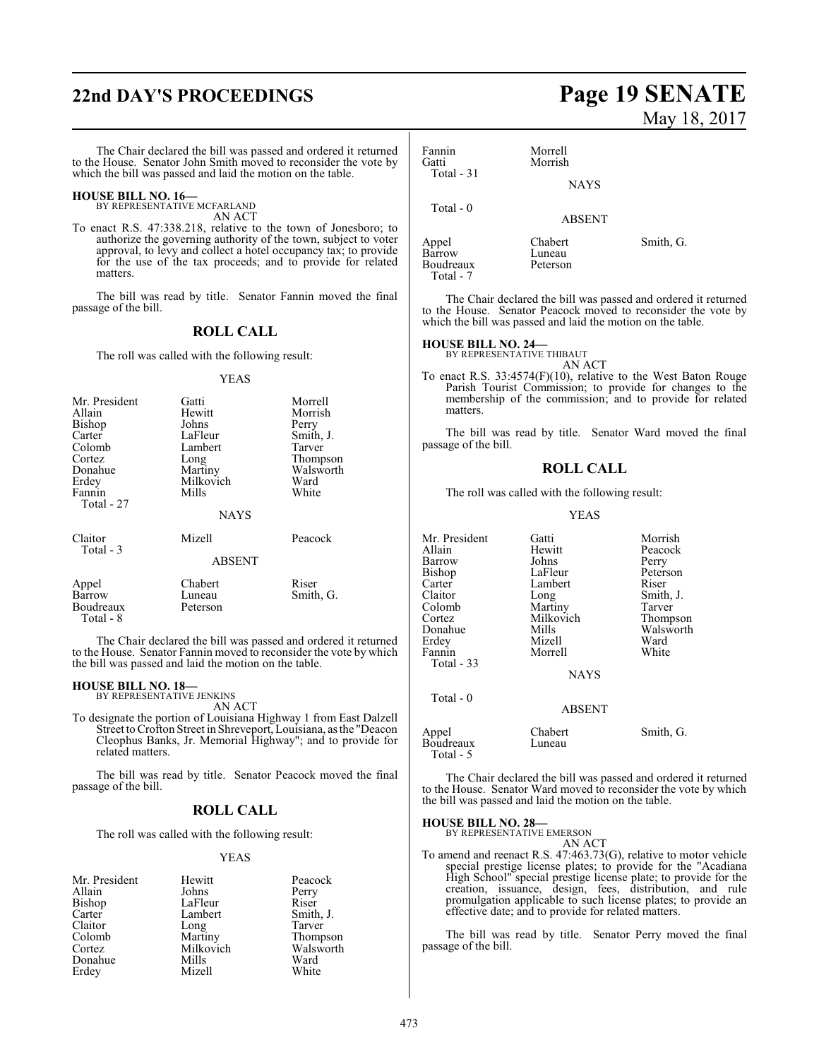The Chair declared the bill was passed and ordered it returned to the House. Senator John Smith moved to reconsider the vote by which the bill was passed and laid the motion on the table.

**HOUSE BILL NO. 16—**
BY REPRESENTATIVE MCFARLAND
AN ACT

To enact R.S. 47:338.218, relative to the town of Jonesboro; to authorize the governing authority of the town, subject to voter approval, to levy and collect a hotel occupancy tax; to provide for the use of the tax proceeds; and to provide for related matters.

The bill was read by title. Senator Fannin moved the final passage of the bill.

## ROLL CALL

The roll was called with the following result:

YEAS

| | | |
|---|---|---|
| Mr. President | Gatti | Morrell |
| Allain | Hewitt | Morrish |
| Bishop | Johns | Perry |
| Carter | LaFleur | Smith, J. |
| Colomb | Lambert | Tarver |
| Cortez | Long | Thompson |
| Donahue | Martiny | Walsworth |
| Erdey | Milkovich | Ward |
| Fannin | Mills | White |
| Total - 27 | | |

NAYS

| | | |
|---|---|---|
| Claitor | Mizell | Peacock |
| Total - 3 | | |

ABSENT

| | | |
|---|---|---|
| Appel | Chabert | Riser |
| Barrow | Luneau | Smith, G. |
| Boudreaux | Peterson | |
| Total - 8 | | |

The Chair declared the bill was passed and ordered it returned to the House. Senator Fannin moved to reconsider the vote by which the bill was passed and laid the motion on the table.

**HOUSE BILL NO. 18—**
BY REPRESENTATIVE JENKINS
AN ACT

To designate the portion of Louisiana Highway 1 from East Dalzell Street to Crofton Street in Shreveport, Louisiana, as the "Deacon Cleophus Banks, Jr. Memorial Highway"; and to provide for related matters.

The bill was read by title. Senator Peacock moved the final passage of the bill.

## ROLL CALL

The roll was called with the following result:

YEAS

| | | |
|---|---|---|
| Mr. President | Hewitt | Peacock |
| Allain | Johns | Perry |
| Bishop | LaFleur | Riser |
| Carter | Lambert | Smith, J. |
| Claitor | Long | Tarver |
| Colomb | Martiny | Thompson |
| Cortez | Milkovich | Walsworth |
| Donahue | Mills | Ward |
| Erdey | Mizell | White |
| Fannin | Morrell | |
| Gatti | Morrish | |
| Total - 31 | | |

NAYS

Total - 0

ABSENT

| | | |
|---|---|---|
| Appel | Chabert | Smith, G. |
| Barrow | Luneau | |
| Boudreaux | Peterson | |
| Total - 7 | | |

The Chair declared the bill was passed and ordered it returned to the House. Senator Peacock moved to reconsider the vote by which the bill was passed and laid the motion on the table.

**HOUSE BILL NO. 24—**
BY REPRESENTATIVE THIBAUT
AN ACT

To enact R.S. 33:4574(F)(10), relative to the West Baton Rouge Parish Tourist Commission; to provide for changes to the membership of the commission; and to provide for related matters.

The bill was read by title. Senator Ward moved the final passage of the bill.

## ROLL CALL

The roll was called with the following result:

YEAS

| | | |
|---|---|---|
| Mr. President | Gatti | Morrish |
| Allain | Hewitt | Peacock |
| Barrow | Johns | Perry |
| Bishop | LaFleur | Peterson |
| Carter | Lambert | Riser |
| Claitor | Long | Smith, J. |
| Colomb | Martiny | Tarver |
| Cortez | Milkovich | Thompson |
| Donahue | Mills | Walsworth |
| Erdey | Mizell | Ward |
| Fannin | Morrell | White |
| Total - 33 | | |

NAYS

Total - 0

ABSENT

| | | |
|---|---|---|
| Appel | Chabert | Smith, G. |
| Boudreaux | Luneau | |
| Total - 5 | | |

The Chair declared the bill was passed and ordered it returned to the House. Senator Ward moved to reconsider the vote by which the bill was passed and laid the motion on the table.

**HOUSE BILL NO. 28—**
BY REPRESENTATIVE EMERSON
AN ACT

To amend and reenact R.S. 47:463.73(G), relative to motor vehicle special prestige license plates; to provide for the "Acadiana High School" special prestige license plate; to provide for the creation, issuance, design, fees, distribution, and rule promulgation applicable to such license plates; to provide an effective date; and to provide for related matters.

The bill was read by title. Senator Perry moved the final passage of the bill.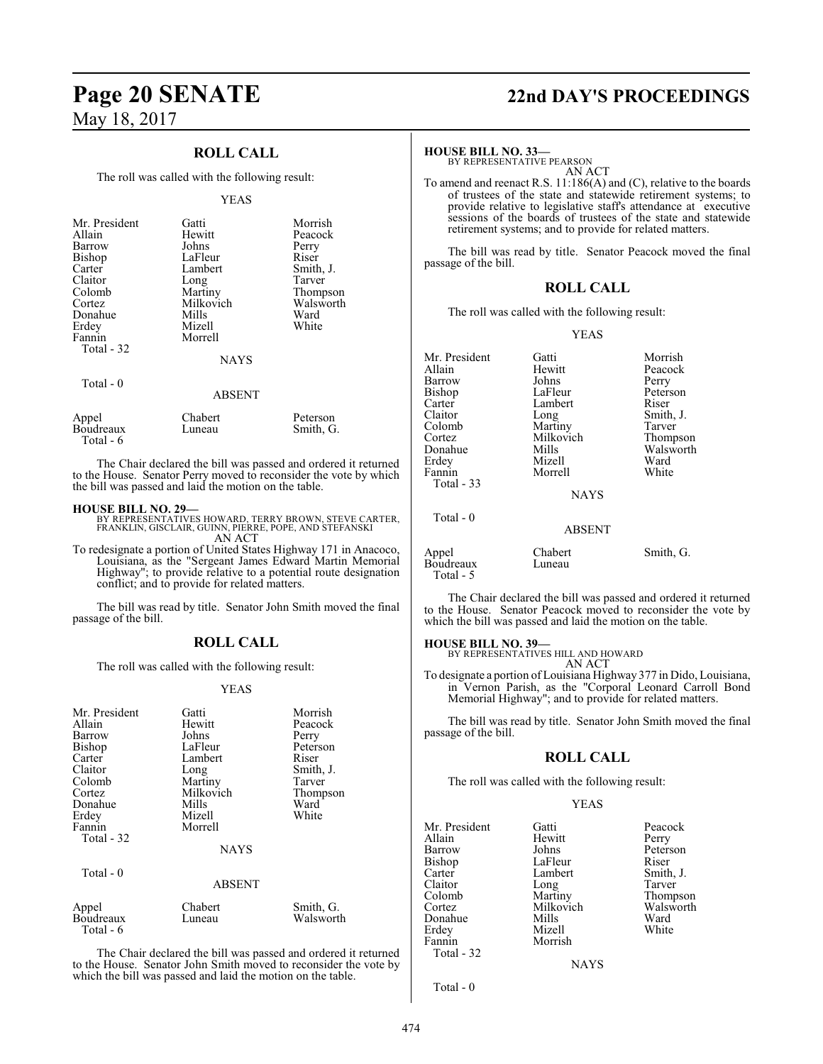## ROLL CALL

The roll was called with the following result:

YEAS

| | | |
|---|---|---|
| Mr. President | Gatti | Morrish |
| Allain | Hewitt | Peacock |
| Barrow | Johns | Perry |
| Bishop | LaFleur | Riser |
| Carter | Lambert | Smith, J. |
| Claitor | Long | Tarver |
| Colomb | Martiny | Thompson |
| Cortez | Milkovich | Walsworth |
| Donahue | Mills | Ward |
| Erdey | Mizell | White |
| Fannin | Morrell | |
| Total - 32 | | |

NAYS

Total - 0

ABSENT

| | | |
|---|---|---|
| Appel | Chabert | Peterson |
| Boudreaux | Luneau | Smith, G. |
| Total - 6 | | |

The Chair declared the bill was passed and ordered it returned to the House. Senator Perry moved to reconsider the vote by which the bill was passed and laid the motion on the table.

**HOUSE BILL NO. 29—**
BY REPRESENTATIVES HOWARD, TERRY BROWN, STEVE CARTER, FRANKLIN, GISCLAIR, GUINN, PIERRE, POPE, AND STEFANSKI
AN ACT

To redesignate a portion of United States Highway 171 in Anacoco, Louisiana, as the "Sergeant James Edward Martin Memorial Highway"; to provide relative to a potential route designation conflict; and to provide for related matters.

The bill was read by title. Senator John Smith moved the final passage of the bill.

## ROLL CALL

The roll was called with the following result:

YEAS

| | | |
|---|---|---|
| Mr. President | Gatti | Morrish |
| Allain | Hewitt | Peacock |
| Barrow | Johns | Perry |
| Bishop | LaFleur | Peterson |
| Carter | Lambert | Riser |
| Claitor | Long | Smith, J. |
| Colomb | Martiny | Tarver |
| Cortez | Milkovich | Thompson |
| Donahue | Mills | Ward |
| Erdey | Mizell | White |
| Fannin | Morrell | |
| Total - 32 | | |

NAYS

Total - 0

ABSENT

| | | |
|---|---|---|
| Appel | Chabert | Smith, G. |
| Boudreaux | Luneau | Walsworth |
| Total - 6 | | |

The Chair declared the bill was passed and ordered it returned to the House. Senator John Smith moved to reconsider the vote by which the bill was passed and laid the motion on the table.

**HOUSE BILL NO. 33—**
BY REPRESENTATIVE PEARSON
AN ACT

To amend and reenact R.S. 11:186(A) and (C), relative to the boards of trustees of the state and statewide retirement systems; to provide relative to legislative staff's attendance at executive sessions of the boards of trustees of the state and statewide retirement systems; and to provide for related matters.

The bill was read by title. Senator Peacock moved the final passage of the bill.

## ROLL CALL

The roll was called with the following result:

YEAS

| | | |
|---|---|---|
| Mr. President | Gatti | Morrish |
| Allain | Hewitt | Peacock |
| Barrow | Johns | Perry |
| Bishop | LaFleur | Peterson |
| Carter | Lambert | Riser |
| Claitor | Long | Smith, J. |
| Colomb | Martiny | Tarver |
| Cortez | Milkovich | Thompson |
| Donahue | Mills | Walsworth |
| Erdey | Mizell | Ward |
| Fannin | Morrell | White |
| Total - 33 | | |

NAYS

Total - 0

ABSENT

| | | |
|---|---|---|
| Appel | Chabert | Smith, G. |
| Boudreaux | Luneau | |
| Total - 5 | | |

The Chair declared the bill was passed and ordered it returned to the House. Senator Peacock moved to reconsider the vote by which the bill was passed and laid the motion on the table.

**HOUSE BILL NO. 39—**
BY REPRESENTATIVES HILL AND HOWARD
AN ACT

To designate a portion of Louisiana Highway 377 in Dido, Louisiana, in Vernon Parish, as the "Corporal Leonard Carroll Bond Memorial Highway"; and to provide for related matters.

The bill was read by title. Senator John Smith moved the final passage of the bill.

## ROLL CALL

The roll was called with the following result:

YEAS

| | | |
|---|---|---|
| Mr. President | Gatti | Peacock |
| Allain | Hewitt | Perry |
| Barrow | Johns | Peterson |
| Bishop | LaFleur | Riser |
| Carter | Lambert | Smith, J. |
| Claitor | Long | Tarver |
| Colomb | Martiny | Thompson |
| Cortez | Milkovich | Walsworth |
| Donahue | Mills | Ward |
| Erdey | Mizell | White |
| Fannin | Morrish | |
| Total - 32 | | |

NAYS

Total - 0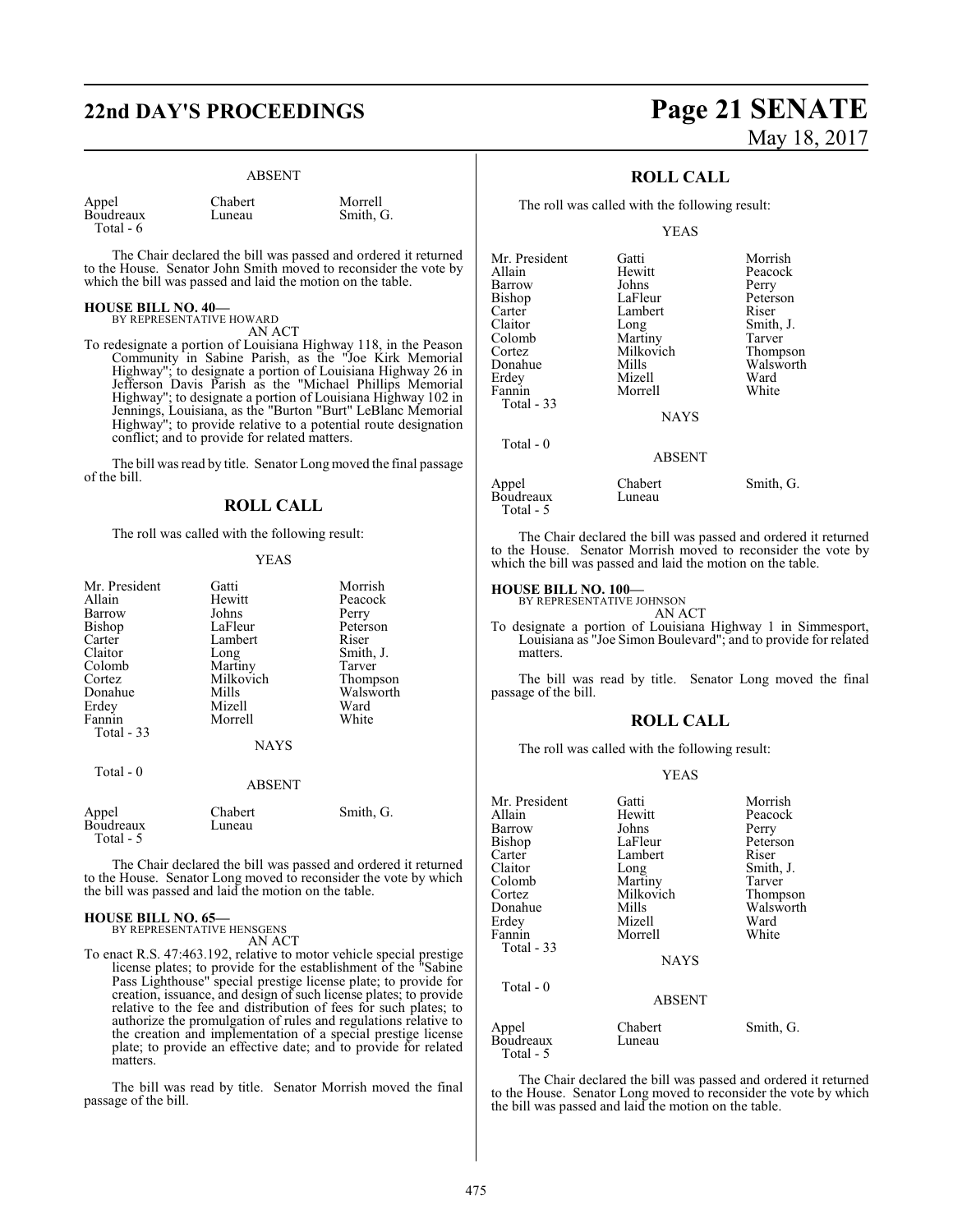ABSENT

| | | |
|---|---|---|
| Appel | Chabert | Morrell |
| Boudreaux | Luneau | Smith, G. |
| Total - 6 | | |

The Chair declared the bill was passed and ordered it returned to the House. Senator John Smith moved to reconsider the vote by which the bill was passed and laid the motion on the table.

**HOUSE BILL NO. 40—**
BY REPRESENTATIVE HOWARD
AN ACT

To redesignate a portion of Louisiana Highway 118, in the Peason Community in Sabine Parish, as the "Joe Kirk Memorial Highway"; to designate a portion of Louisiana Highway 26 in Jefferson Davis Parish as the "Michael Phillips Memorial Highway"; to designate a portion of Louisiana Highway 102 in Jennings, Louisiana, as the "Burton "Burt" LeBlanc Memorial Highway"; to provide relative to a potential route designation conflict; and to provide for related matters.

The bill was read by title. Senator Long moved the final passage of the bill.

## ROLL CALL

The roll was called with the following result:

YEAS

| | | |
|---|---|---|
| Mr. President | Gatti | Morrish |
| Allain | Hewitt | Peacock |
| Barrow | Johns | Perry |
| Bishop | LaFleur | Peterson |
| Carter | Lambert | Riser |
| Claitor | Long | Smith, J. |
| Colomb | Martiny | Tarver |
| Cortez | Milkovich | Thompson |
| Donahue | Mills | Walsworth |
| Erdey | Mizell | Ward |
| Fannin | Morrell | White |
| Total - 33 | | |

NAYS

Total - 0

ABSENT

| | | |
|---|---|---|
| Appel | Chabert | Smith, G. |
| Boudreaux | Luneau | |
| Total - 5 | | |

The Chair declared the bill was passed and ordered it returned to the House. Senator Long moved to reconsider the vote by which the bill was passed and laid the motion on the table.

**HOUSE BILL NO. 65—**
BY REPRESENTATIVE HENSGENS
AN ACT

To enact R.S. 47:463.192, relative to motor vehicle special prestige license plates; to provide for the establishment of the "Sabine Pass Lighthouse" special prestige license plate; to provide for creation, issuance, and design of such license plates; to provide relative to the fee and distribution of fees for such plates; to authorize the promulgation of rules and regulations relative to the creation and implementation of a special prestige license plate; to provide an effective date; and to provide for related matters.

The bill was read by title. Senator Morrish moved the final passage of the bill.

## ROLL CALL

The roll was called with the following result:

YEAS

| | | |
|---|---|---|
| Mr. President | Gatti | Morrish |
| Allain | Hewitt | Peacock |
| Barrow | Johns | Perry |
| Bishop | LaFleur | Peterson |
| Carter | Lambert | Riser |
| Claitor | Long | Smith, J. |
| Colomb | Martiny | Tarver |
| Cortez | Milkovich | Thompson |
| Donahue | Mills | Walsworth |
| Erdey | Mizell | Ward |
| Fannin | Morrell | White |
| Total - 33 | | |

NAYS

Total - 0

ABSENT

| | | |
|---|---|---|
| Appel | Chabert | Smith, G. |
| Boudreaux | Luneau | |
| Total - 5 | | |

The Chair declared the bill was passed and ordered it returned to the House. Senator Morrish moved to reconsider the vote by which the bill was passed and laid the motion on the table.

**HOUSE BILL NO. 100—**
BY REPRESENTATIVE JOHNSON
AN ACT

To designate a portion of Louisiana Highway 1 in Simmesport, Louisiana as "Joe Simon Boulevard"; and to provide for related matters.

The bill was read by title. Senator Long moved the final passage of the bill.

## ROLL CALL

The roll was called with the following result:

YEAS

| | | |
|---|---|---|
| Mr. President | Gatti | Morrish |
| Allain | Hewitt | Peacock |
| Barrow | Johns | Perry |
| Bishop | LaFleur | Peterson |
| Carter | Lambert | Riser |
| Claitor | Long | Smith, J. |
| Colomb | Martiny | Tarver |
| Cortez | Milkovich | Thompson |
| Donahue | Mills | Walsworth |
| Erdey | Mizell | Ward |
| Fannin | Morrell | White |
| Total - 33 | | |

NAYS

Total - 0

ABSENT

| | | |
|---|---|---|
| Appel | Chabert | Smith, G. |
| Boudreaux | Luneau | |
| Total - 5 | | |

The Chair declared the bill was passed and ordered it returned to the House. Senator Long moved to reconsider the vote by which the bill was passed and laid the motion on the table.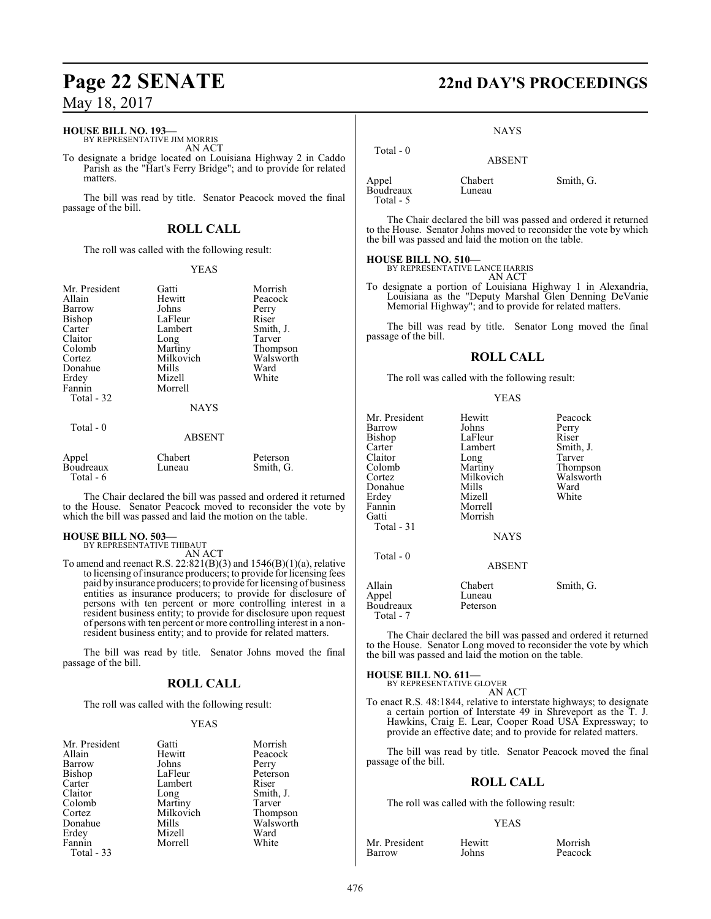**HOUSE BILL NO. 193—**
BY REPRESENTATIVE JIM MORRIS
AN ACT

To designate a bridge located on Louisiana Highway 2 in Caddo Parish as the "Hart's Ferry Bridge"; and to provide for related matters.

The bill was read by title. Senator Peacock moved the final passage of the bill.

## ROLL CALL

The roll was called with the following result:

YEAS

| | | |
|---|---|---|
| Mr. President | Gatti | Morrish |
| Allain | Hewitt | Peacock |
| Barrow | Johns | Perry |
| Bishop | LaFleur | Riser |
| Carter | Lambert | Smith, J. |
| Claitor | Long | Tarver |
| Colomb | Martiny | Thompson |
| Cortez | Milkovich | Walsworth |
| Donahue | Mills | Ward |
| Erdey | Mizell | White |
| Fannin | Morrell | |

Total - 32

NAYS

Total - 0

ABSENT

| | | |
|---|---|---|
| Appel | Chabert | Peterson |
| Boudreaux | Luneau | Smith, G. |

Total - 6

The Chair declared the bill was passed and ordered it returned to the House. Senator Peacock moved to reconsider the vote by which the bill was passed and laid the motion on the table.

**HOUSE BILL NO. 503—**
BY REPRESENTATIVE THIBAUT
AN ACT

To amend and reenact R.S. 22:821(B)(3) and 1546(B)(1)(a), relative to licensing of insurance producers; to provide for licensing fees paid by insurance producers; to provide for licensing of business entities as insurance producers; to provide for disclosure of persons with ten percent or more controlling interest in a resident business entity; to provide for disclosure upon request of persons with ten percent or more controlling interest in a non-resident business entity; and to provide for related matters.

The bill was read by title. Senator Johns moved the final passage of the bill.

## ROLL CALL

The roll was called with the following result:

YEAS

| | | |
|---|---|---|
| Mr. President | Gatti | Morrish |
| Allain | Hewitt | Peacock |
| Barrow | Johns | Perry |
| Bishop | LaFleur | Peterson |
| Carter | Lambert | Riser |
| Claitor | Long | Smith, J. |
| Colomb | Martiny | Tarver |
| Cortez | Milkovich | Thompson |
| Donahue | Mills | Walsworth |
| Erdey | Mizell | Ward |
| Fannin | Morrell | White |

Total - 33

NAYS

Total - 0

ABSENT

| | | |
|---|---|---|
| Appel | Chabert | Smith, G. |
| Boudreaux | Luneau | |

Total - 5

The Chair declared the bill was passed and ordered it returned to the House. Senator Johns moved to reconsider the vote by which the bill was passed and laid the motion on the table.

**HOUSE BILL NO. 510—**
BY REPRESENTATIVE LANCE HARRIS
AN ACT

To designate a portion of Louisiana Highway 1 in Alexandria, Louisiana as the "Deputy Marshal Glen Denning DeVanie Memorial Highway"; and to provide for related matters.

The bill was read by title. Senator Long moved the final passage of the bill.

## ROLL CALL

The roll was called with the following result:

YEAS

| | | |
|---|---|---|
| Mr. President | Hewitt | Peacock |
| Barrow | Johns | Perry |
| Bishop | LaFleur | Riser |
| Carter | Lambert | Smith, J. |
| Claitor | Long | Tarver |
| Colomb | Martiny | Thompson |
| Cortez | Milkovich | Walsworth |
| Donahue | Mills | Ward |
| Erdey | Mizell | White |
| Fannin | Morrell | |
| Gatti | Morrish | |

Total - 31

NAYS

Total - 0

ABSENT

| | | |
|---|---|---|
| Allain | Chabert | Smith, G. |
| Appel | Luneau | |
| Boudreaux | Peterson | |

Total - 7

The Chair declared the bill was passed and ordered it returned to the House. Senator Long moved to reconsider the vote by which the bill was passed and laid the motion on the table.

**HOUSE BILL NO. 611—**
BY REPRESENTATIVE GLOVER
AN ACT

To enact R.S. 48:1844, relative to interstate highways; to designate a certain portion of Interstate 49 in Shreveport as the T. J. Hawkins, Craig E. Lear, Cooper Road USA Expressway; to provide an effective date; and to provide for related matters.

The bill was read by title. Senator Peacock moved the final passage of the bill.

## ROLL CALL

The roll was called with the following result:

YEAS

| | | |
|---|---|---|
| Mr. President | Hewitt | Morrish |
| Barrow | Johns | Peacock |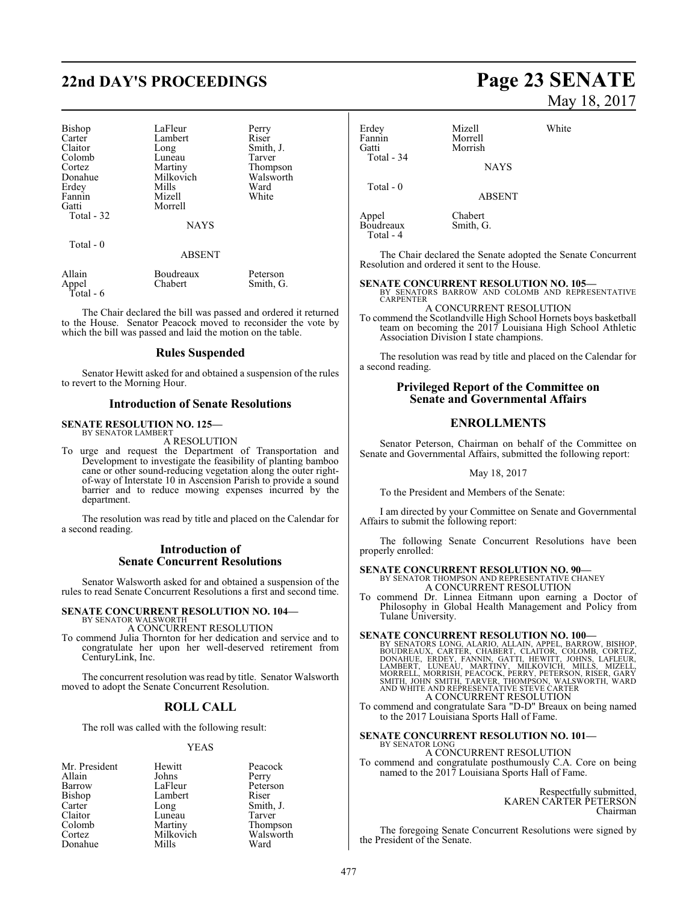| | | |
|---|---|---|
| Bishop | LaFleur | Perry |
| Carter | Lambert | Riser |
| Claitor | Long | Smith, J. |
| Colomb | Luneau | Tarver |
| Cortez | Martiny | Thompson |
| Donahue | Milkovich | Walsworth |
| Erdey | Mills | Ward |
| Fannin | Mizell | White |
| Gatti | Morrell | |
| Total - 32 | | |

NAYS

Total - 0

ABSENT

| | | |
|---|---|---|
| Allain | Boudreaux | Peterson |
| Appel | Chabert | Smith, G. |
| Total - 6 | | |

The Chair declared the bill was passed and ordered it returned to the House. Senator Peacock moved to reconsider the vote by which the bill was passed and laid the motion on the table.

## Rules Suspended

Senator Hewitt asked for and obtained a suspension of the rules to revert to the Morning Hour.

## Introduction of Senate Resolutions

**SENATE RESOLUTION NO. 125—**
BY SENATOR LAMBERT

A RESOLUTION

To urge and request the Department of Transportation and Development to investigate the feasibility of planting bamboo cane or other sound-reducing vegetation along the outer right-of-way of Interstate 10 in Ascension Parish to provide a sound barrier and to reduce mowing expenses incurred by the department.

The resolution was read by title and placed on the Calendar for a second reading.

## Introduction of Senate Concurrent Resolutions

Senator Walsworth asked for and obtained a suspension of the rules to read Senate Concurrent Resolutions a first and second time.

**SENATE CONCURRENT RESOLUTION NO. 104—**
BY SENATOR WALSWORTH

A CONCURRENT RESOLUTION

To commend Julia Thornton for her dedication and service and to congratulate her upon her well-deserved retirement from CenturyLink, Inc.

The concurrent resolution was read by title. Senator Walsworth moved to adopt the Senate Concurrent Resolution.

## ROLL CALL

The roll was called with the following result:

YEAS

| | | |
|---|---|---|
| Mr. President | Hewitt | Peacock |
| Allain | Johns | Perry |
| Barrow | LaFleur | Peterson |
| Bishop | Lambert | Riser |
| Carter | Long | Smith, J. |
| Claitor | Luneau | Tarver |
| Colomb | Martiny | Thompson |
| Cortez | Milkovich | Walsworth |
| Donahue | Mills | Ward |
| Erdey | Mizell | White |
| Fannin | Morrell | |
| Gatti | Morrish | |
| Total - 34 | | |

NAYS

Total - 0

ABSENT

| | |
|---|---|
| Appel | Chabert |
| Boudreaux | Smith, G. |
| Total - 4 | |

The Chair declared the Senate adopted the Senate Concurrent Resolution and ordered it sent to the House.

**SENATE CONCURRENT RESOLUTION NO. 105—**
BY SENATORS BARROW AND COLOMB AND REPRESENTATIVE CARPENTER

A CONCURRENT RESOLUTION

To commend the Scotlandville High School Hornets boys basketball team on becoming the 2017 Louisiana High School Athletic Association Division I state champions.

The resolution was read by title and placed on the Calendar for a second reading.

## Privileged Report of the Committee on Senate and Governmental Affairs

## ENROLLMENTS

Senator Peterson, Chairman on behalf of the Committee on Senate and Governmental Affairs, submitted the following report:

May 18, 2017

To the President and Members of the Senate:

I am directed by your Committee on Senate and Governmental Affairs to submit the following report:

The following Senate Concurrent Resolutions have been properly enrolled:

**SENATE CONCURRENT RESOLUTION NO. 90—**
BY SENATOR THOMPSON AND REPRESENTATIVE CHANEY

A CONCURRENT RESOLUTION

To commend Dr. Linnea Eitmann upon earning a Doctor of Philosophy in Global Health Management and Policy from Tulane University.

**SENATE CONCURRENT RESOLUTION NO. 100—**
BY SENATORS LONG, ALARIO, ALLAIN, APPEL, BARROW, BISHOP, BOUDREAUX, CARTER, CHABERT, CLAITOR, COLOMB, CORTEZ, DONAHUE, ERDEY, FANNIN, GATTI, HEWITT, JOHNS, LAFLEUR, LAMBERT, LUNEAU, MARTINY, MILKOVICH, MILLS, MIZELL, MORRELL, MORRISH, PEACOCK, PERRY, PETERSON, RISER, GARY SMITH, JOHN SMITH, TARVER, THOMPSON, WALSWORTH, WARD AND WHITE AND REPRESENTATIVE STEVE CARTER

A CONCURRENT RESOLUTION

To commend and congratulate Sara "D-D" Breaux on being named to the 2017 Louisiana Sports Hall of Fame.

**SENATE CONCURRENT RESOLUTION NO. 101—**
BY SENATOR LONG

A CONCURRENT RESOLUTION

To commend and congratulate posthumously C.A. Core on being named to the 2017 Louisiana Sports Hall of Fame.

Respectfully submitted,
KAREN CARTER PETERSON
Chairman

The foregoing Senate Concurrent Resolutions were signed by the President of the Senate.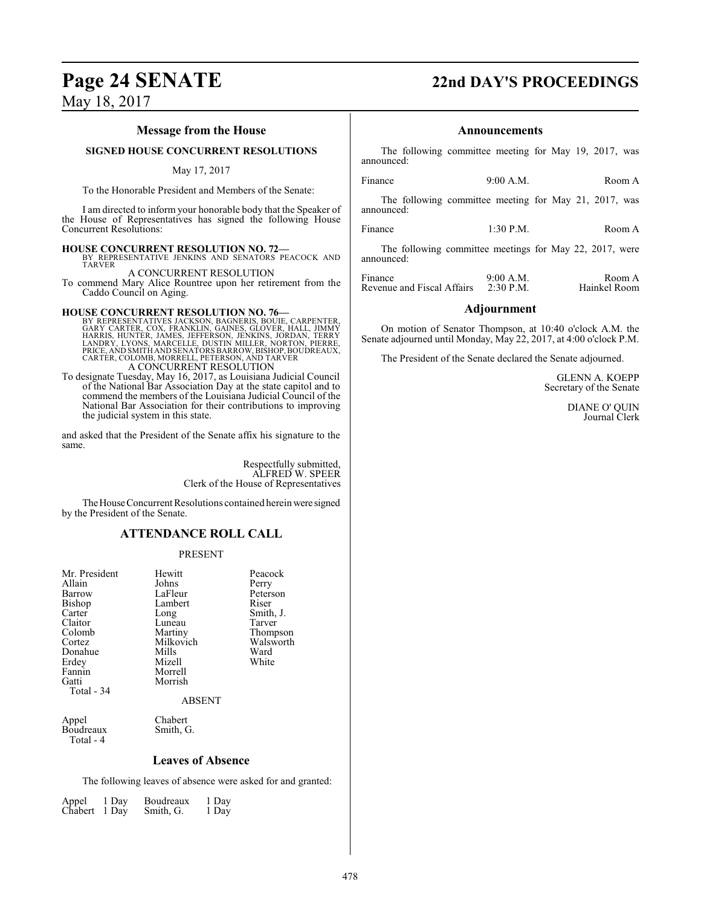## Message from the House

### SIGNED HOUSE CONCURRENT RESOLUTIONS

May 17, 2017

To the Honorable President and Members of the Senate:

I am directed to inform your honorable body that the Speaker of the House of Representatives has signed the following House Concurrent Resolutions:

**HOUSE CONCURRENT RESOLUTION NO. 72—**
BY REPRESENTATIVE JENKINS AND SENATORS PEACOCK AND TARVER

A CONCURRENT RESOLUTION

To commend Mary Alice Rountree upon her retirement from the Caddo Council on Aging.

**HOUSE CONCURRENT RESOLUTION NO. 76—**
BY REPRESENTATIVES JACKSON, BAGNERIS, BOUIE, CARPENTER, GARY CARTER, COX, FRANKLIN, GAINES, GLOVER, HALL, JIMMY HARRIS, HUNTER, JAMES, JEFFERSON, JENKINS, JORDAN, TERRY LANDRY, LYONS, MARCELLE, DUSTIN MILLER, NORTON, PIERRE, PRICE, AND SMITH AND SENATORS BARROW, BISHOP, BOUDREAUX, CARTER, COLOMB, MORRELL, PETERSON, AND TARVER

A CONCURRENT RESOLUTION

To designate Tuesday, May 16, 2017, as Louisiana Judicial Council of the National Bar Association Day at the state capitol and to commend the members of the Louisiana Judicial Council of the National Bar Association for their contributions to improving the judicial system in this state.

and asked that the President of the Senate affix his signature to the same.

Respectfully submitted,
ALFRED W. SPEER
Clerk of the House of Representatives

The House Concurrent Resolutions contained herein were signed by the President of the Senate.

## ATTENDANCE ROLL CALL

PRESENT

| | | |
|---|---|---|
| Mr. President | Hewitt | Peacock |
| Allain | Johns | Perry |
| Barrow | LaFleur | Peterson |
| Bishop | Lambert | Riser |
| Carter | Long | Smith, J. |
| Claitor | Luneau | Tarver |
| Colomb | Martiny | Thompson |
| Cortez | Milkovich | Walsworth |
| Donahue | Mills | Ward |
| Erdey | Mizell | White |
| Fannin | Morrell | |
| Gatti | Morrish | |

Total - 34

ABSENT

| | |
|---|---|
| Appel | Chabert |
| Boudreaux | Smith, G. |

Total - 4

## Leaves of Absence

The following leaves of absence were asked for and granted:

| | | | |
|---|---|---|---|
| Appel | 1 Day | Boudreaux | 1 Day |
| Chabert | 1 Day | Smith, G. | 1 Day |

## Announcements

The following committee meeting for May 19, 2017, was announced:

| | | |
|---|---|---|
| Finance | 9:00 A.M. | Room A |

The following committee meeting for May 21, 2017, was announced:

| | | |
|---|---|---|
| Finance | 1:30 P.M. | Room A |

The following committee meetings for May 22, 2017, were announced:

| | | |
|---|---|---|
| Finance | 9:00 A.M. | Room A |
| Revenue and Fiscal Affairs | 2:30 P.M. | Hainkel Room |

## Adjournment

On motion of Senator Thompson, at 10:40 o'clock A.M. the Senate adjourned until Monday, May 22, 2017, at 4:00 o'clock P.M.

The President of the Senate declared the Senate adjourned.

GLENN A. KOEPP
Secretary of the Senate

DIANE O' QUIN
Journal Clerk